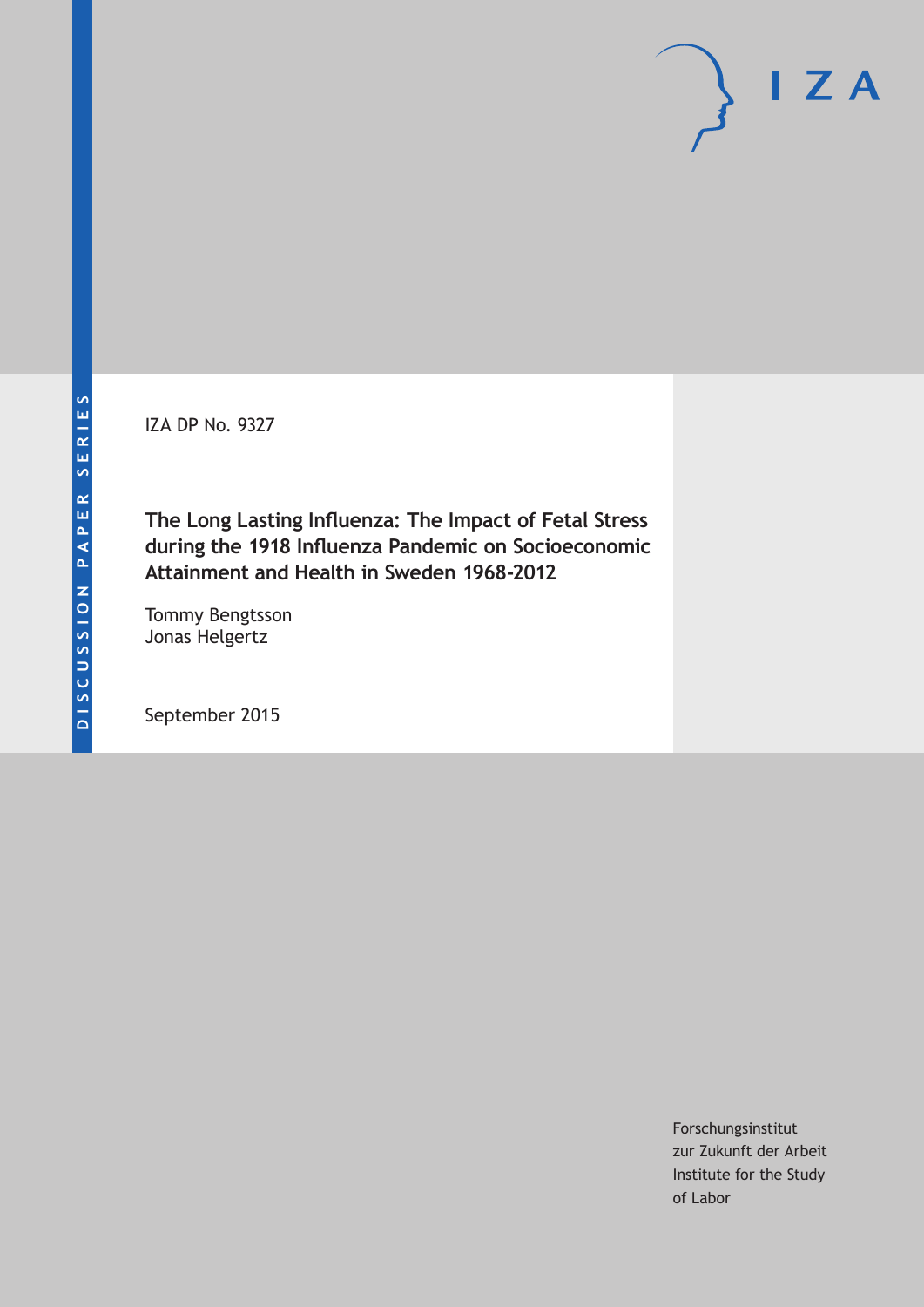DISCUSSION PAPER SERIES

IZA

IZA DP No. 9327

# The Long Lasting Influenza: The Impact of Fetal Stress during the 1918 Influenza Pandemic on Socioeconomic Attainment and Health in Sweden 1968-2012

Tommy Bengtsson
Jonas Helgertz

September 2015

Forschungsinstitut
zur Zukunft der Arbeit
Institute for the Study
of Labor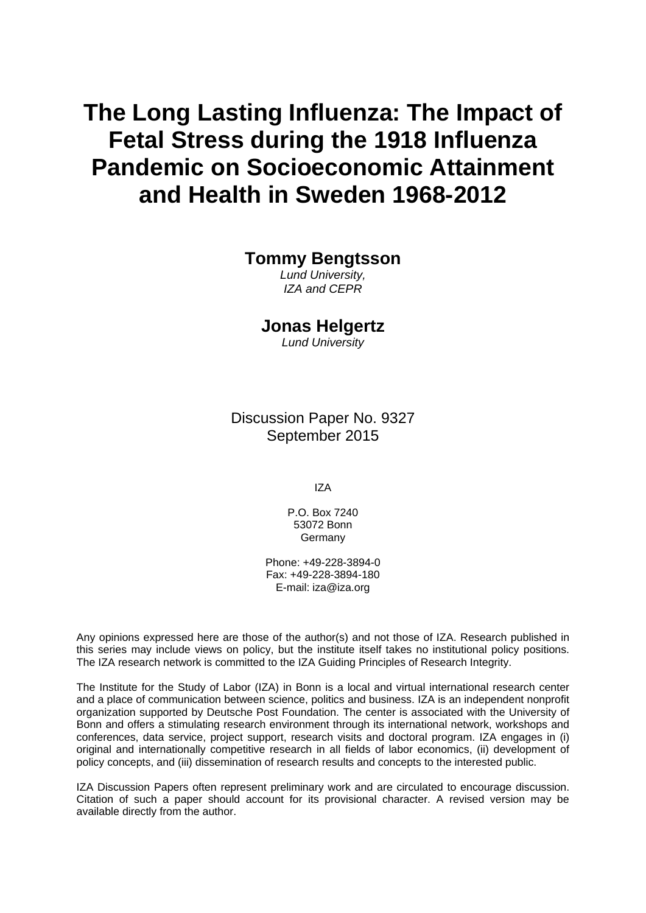# The Long Lasting Influenza: The Impact of Fetal Stress during the 1918 Influenza Pandemic on Socioeconomic Attainment and Health in Sweden 1968-2012

**Tommy Bengtsson**
*Lund University, IZA and CEPR*

**Jonas Helgertz**
*Lund University*

Discussion Paper No. 9327
September 2015

IZA

P.O. Box 7240
53072 Bonn
Germany

Phone: +49-228-3894-0
Fax: +49-228-3894-180
E-mail: iza@iza.org

Any opinions expressed here are those of the author(s) and not those of IZA. Research published in this series may include views on policy, but the institute itself takes no institutional policy positions. The IZA research network is committed to the IZA Guiding Principles of Research Integrity.

The Institute for the Study of Labor (IZA) in Bonn is a local and virtual international research center and a place of communication between science, politics and business. IZA is an independent nonprofit organization supported by Deutsche Post Foundation. The center is associated with the University of Bonn and offers a stimulating research environment through its international network, workshops and conferences, data service, project support, research visits and doctoral program. IZA engages in (i) original and internationally competitive research in all fields of labor economics, (ii) development of policy concepts, and (iii) dissemination of research results and concepts to the interested public.

IZA Discussion Papers often represent preliminary work and are circulated to encourage discussion. Citation of such a paper should account for its provisional character. A revised version may be available directly from the author.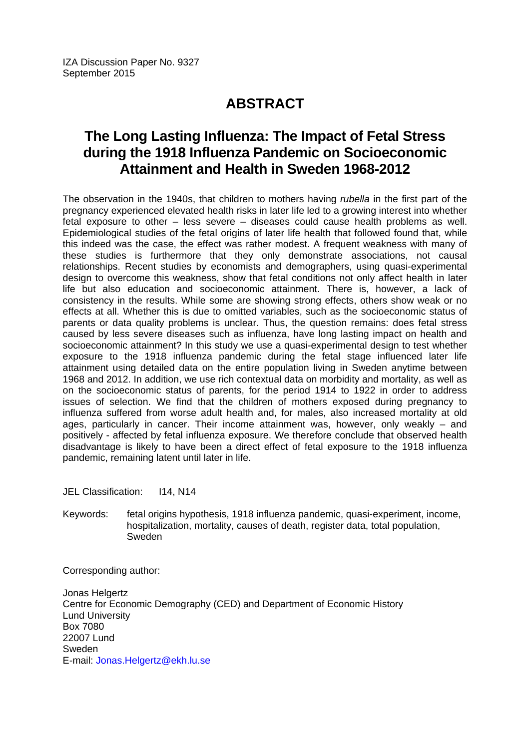IZA Discussion Paper No. 9327
September 2015

# ABSTRACT

## The Long Lasting Influenza: The Impact of Fetal Stress during the 1918 Influenza Pandemic on Socioeconomic Attainment and Health in Sweden 1968-2012

The observation in the 1940s, that children to mothers having *rubella* in the first part of the pregnancy experienced elevated health risks in later life led to a growing interest into whether fetal exposure to other – less severe – diseases could cause health problems as well. Epidemiological studies of the fetal origins of later life health that followed found that, while this indeed was the case, the effect was rather modest. A frequent weakness with many of these studies is furthermore that they only demonstrate associations, not causal relationships. Recent studies by economists and demographers, using quasi-experimental design to overcome this weakness, show that fetal conditions not only affect health in later life but also education and socioeconomic attainment. There is, however, a lack of consistency in the results. While some are showing strong effects, others show weak or no effects at all. Whether this is due to omitted variables, such as the socioeconomic status of parents or data quality problems is unclear. Thus, the question remains: does fetal stress caused by less severe diseases such as influenza, have long lasting impact on health and socioeconomic attainment? In this study we use a quasi-experimental design to test whether exposure to the 1918 influenza pandemic during the fetal stage influenced later life attainment using detailed data on the entire population living in Sweden anytime between 1968 and 2012. In addition, we use rich contextual data on morbidity and mortality, as well as on the socioeconomic status of parents, for the period 1914 to 1922 in order to address issues of selection. We find that the children of mothers exposed during pregnancy to influenza suffered from worse adult health and, for males, also increased mortality at old ages, particularly in cancer. Their income attainment was, however, only weakly – and positively - affected by fetal influenza exposure. We therefore conclude that observed health disadvantage is likely to have been a direct effect of fetal exposure to the 1918 influenza pandemic, remaining latent until later in life.

JEL Classification: I14, N14

Keywords: fetal origins hypothesis, 1918 influenza pandemic, quasi-experiment, income, hospitalization, mortality, causes of death, register data, total population, Sweden

Corresponding author:

Jonas Helgertz
Centre for Economic Demography (CED) and Department of Economic History
Lund University
Box 7080
22007 Lund
Sweden
E-mail: Jonas.Helgertz@ekh.lu.se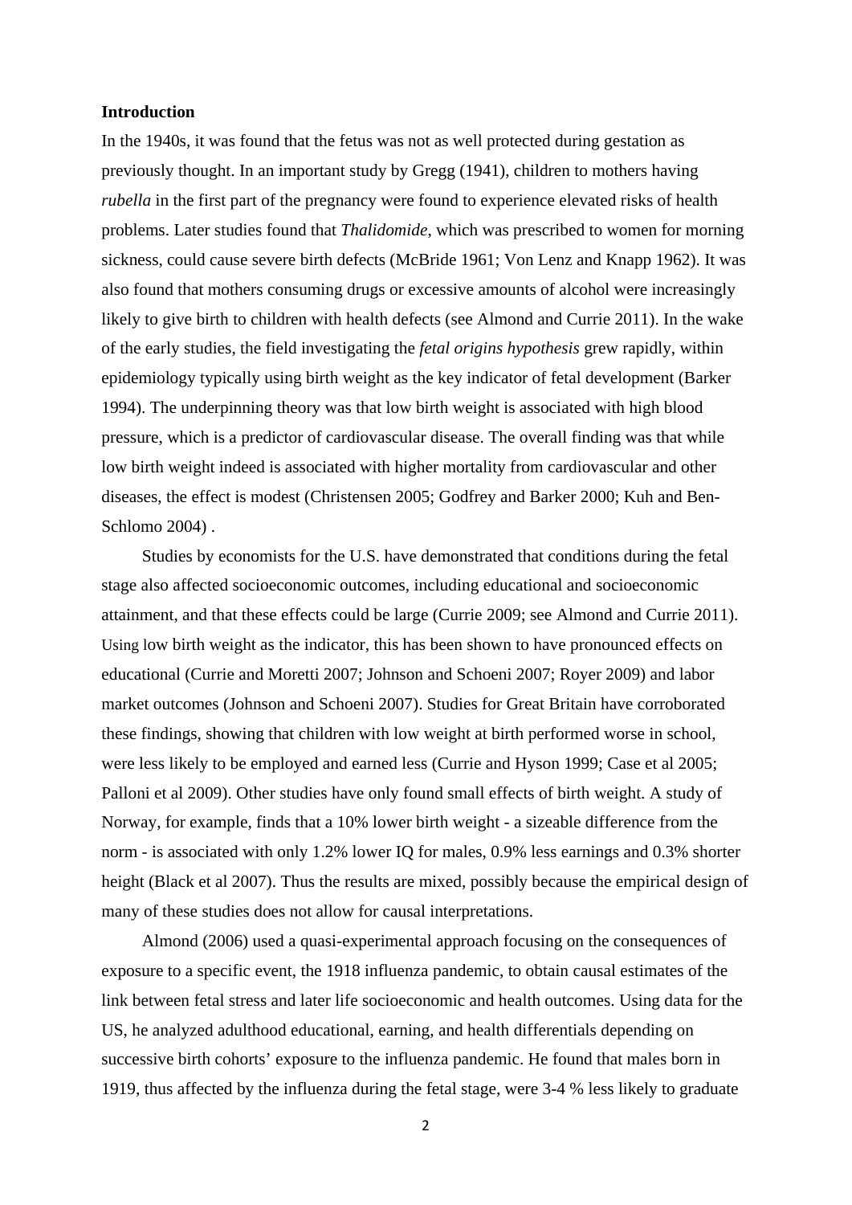## Introduction

In the 1940s, it was found that the fetus was not as well protected during gestation as previously thought. In an important study by Gregg (1941), children to mothers having *rubella* in the first part of the pregnancy were found to experience elevated risks of health problems. Later studies found that *Thalidomide*, which was prescribed to women for morning sickness, could cause severe birth defects (McBride 1961; Von Lenz and Knapp 1962). It was also found that mothers consuming drugs or excessive amounts of alcohol were increasingly likely to give birth to children with health defects (see Almond and Currie 2011). In the wake of the early studies, the field investigating the *fetal origins hypothesis* grew rapidly, within epidemiology typically using birth weight as the key indicator of fetal development (Barker 1994). The underpinning theory was that low birth weight is associated with high blood pressure, which is a predictor of cardiovascular disease. The overall finding was that while low birth weight indeed is associated with higher mortality from cardiovascular and other diseases, the effect is modest (Christensen 2005; Godfrey and Barker 2000; Kuh and Ben-Schlomo 2004) .

Studies by economists for the U.S. have demonstrated that conditions during the fetal stage also affected socioeconomic outcomes, including educational and socioeconomic attainment, and that these effects could be large (Currie 2009; see Almond and Currie 2011). Using low birth weight as the indicator, this has been shown to have pronounced effects on educational (Currie and Moretti 2007; Johnson and Schoeni 2007; Royer 2009) and labor market outcomes (Johnson and Schoeni 2007). Studies for Great Britain have corroborated these findings, showing that children with low weight at birth performed worse in school, were less likely to be employed and earned less (Currie and Hyson 1999; Case et al 2005; Palloni et al 2009). Other studies have only found small effects of birth weight. A study of Norway, for example, finds that a 10% lower birth weight - a sizeable difference from the norm - is associated with only 1.2% lower IQ for males, 0.9% less earnings and 0.3% shorter height (Black et al 2007). Thus the results are mixed, possibly because the empirical design of many of these studies does not allow for causal interpretations.

Almond (2006) used a quasi-experimental approach focusing on the consequences of exposure to a specific event, the 1918 influenza pandemic, to obtain causal estimates of the link between fetal stress and later life socioeconomic and health outcomes. Using data for the US, he analyzed adulthood educational, earning, and health differentials depending on successive birth cohorts' exposure to the influenza pandemic. He found that males born in 1919, thus affected by the influenza during the fetal stage, were 3-4 % less likely to graduate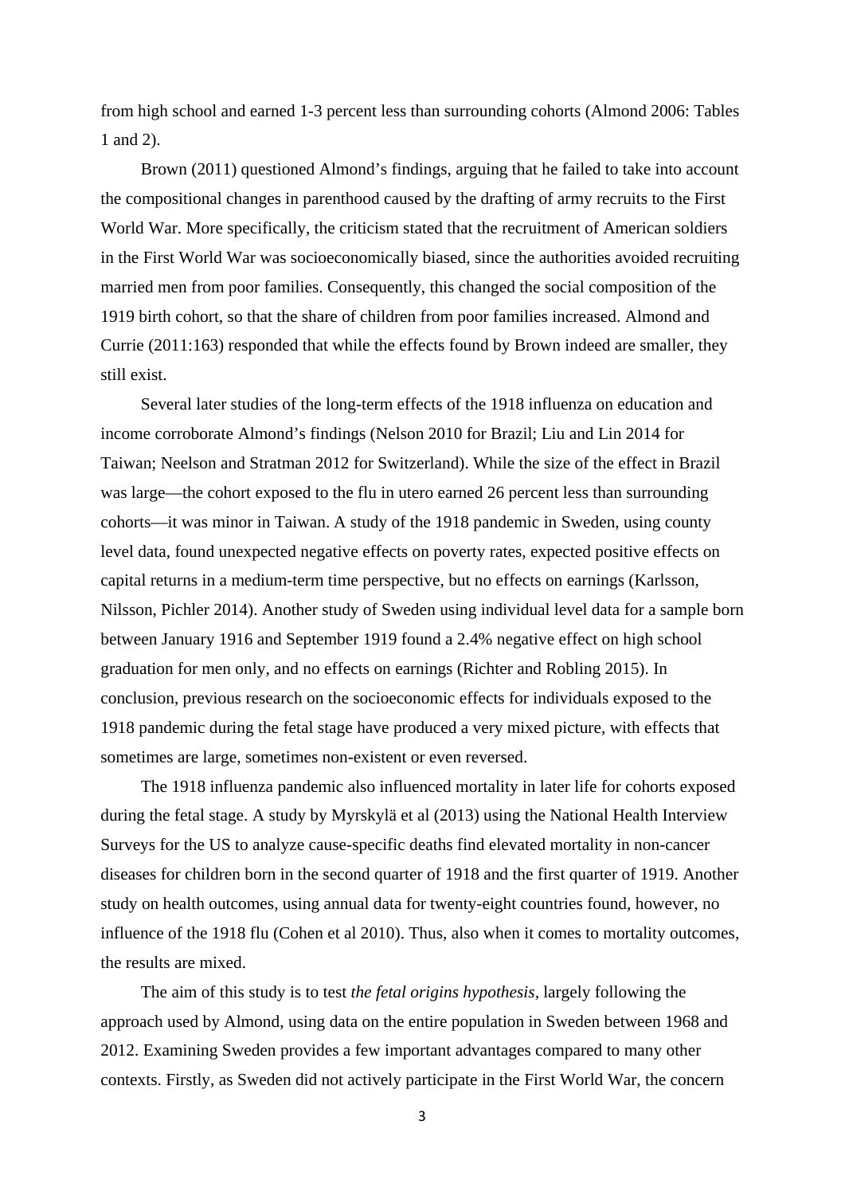from high school and earned 1-3 percent less than surrounding cohorts (Almond 2006: Tables 1 and 2).

Brown (2011) questioned Almond's findings, arguing that he failed to take into account the compositional changes in parenthood caused by the drafting of army recruits to the First World War. More specifically, the criticism stated that the recruitment of American soldiers in the First World War was socioeconomically biased, since the authorities avoided recruiting married men from poor families. Consequently, this changed the social composition of the 1919 birth cohort, so that the share of children from poor families increased. Almond and Currie (2011:163) responded that while the effects found by Brown indeed are smaller, they still exist.

Several later studies of the long-term effects of the 1918 influenza on education and income corroborate Almond's findings (Nelson 2010 for Brazil; Liu and Lin 2014 for Taiwan; Neelson and Stratman 2012 for Switzerland). While the size of the effect in Brazil was large—the cohort exposed to the flu in utero earned 26 percent less than surrounding cohorts—it was minor in Taiwan. A study of the 1918 pandemic in Sweden, using county level data, found unexpected negative effects on poverty rates, expected positive effects on capital returns in a medium-term time perspective, but no effects on earnings (Karlsson, Nilsson, Pichler 2014). Another study of Sweden using individual level data for a sample born between January 1916 and September 1919 found a 2.4% negative effect on high school graduation for men only, and no effects on earnings (Richter and Robling 2015). In conclusion, previous research on the socioeconomic effects for individuals exposed to the 1918 pandemic during the fetal stage have produced a very mixed picture, with effects that sometimes are large, sometimes non-existent or even reversed.

The 1918 influenza pandemic also influenced mortality in later life for cohorts exposed during the fetal stage. A study by Myrskylä et al (2013) using the National Health Interview Surveys for the US to analyze cause-specific deaths find elevated mortality in non-cancer diseases for children born in the second quarter of 1918 and the first quarter of 1919. Another study on health outcomes, using annual data for twenty-eight countries found, however, no influence of the 1918 flu (Cohen et al 2010). Thus, also when it comes to mortality outcomes, the results are mixed.

The aim of this study is to test *the fetal origins hypothesis*, largely following the approach used by Almond, using data on the entire population in Sweden between 1968 and 2012. Examining Sweden provides a few important advantages compared to many other contexts. Firstly, as Sweden did not actively participate in the First World War, the concern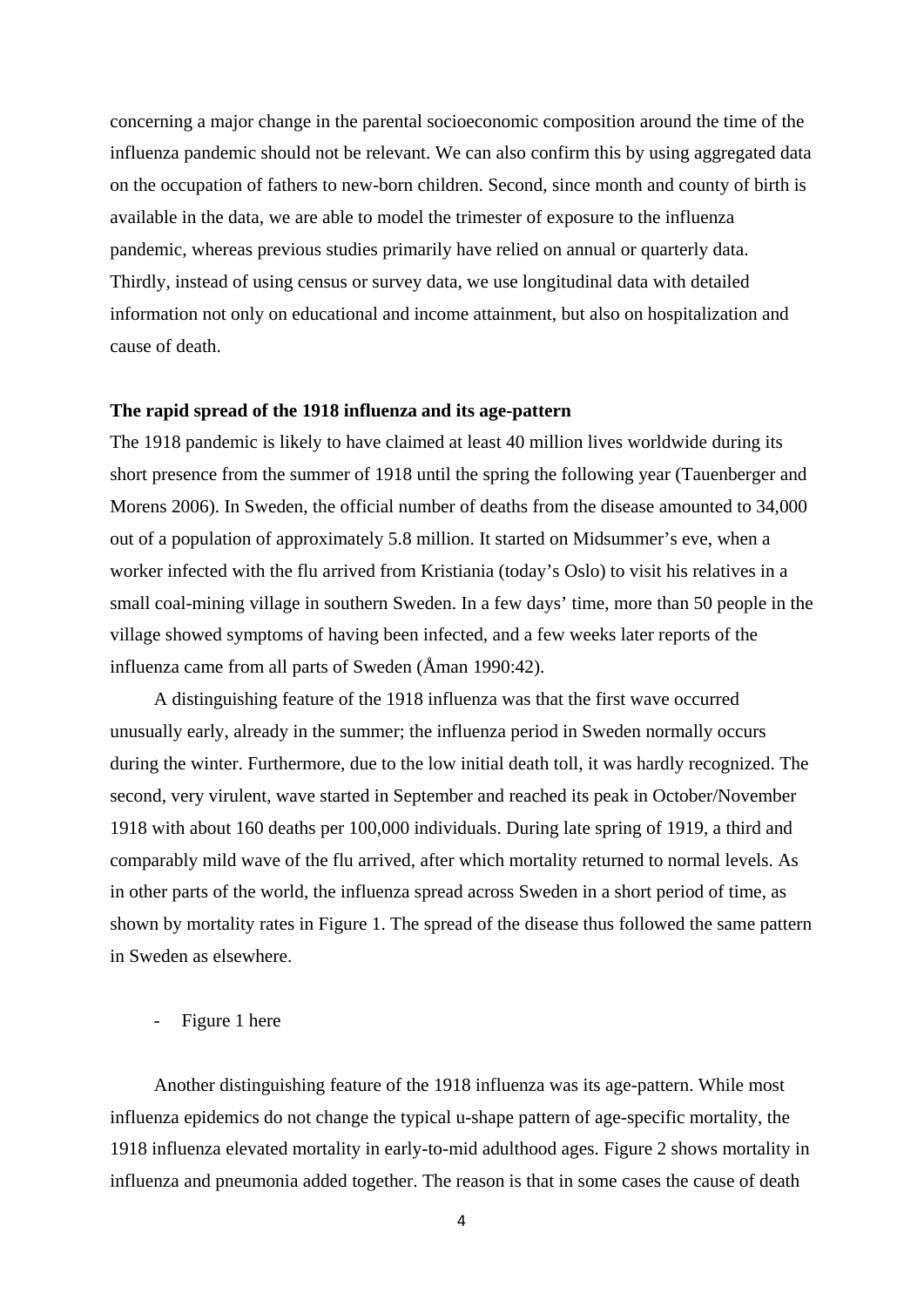concerning a major change in the parental socioeconomic composition around the time of the influenza pandemic should not be relevant. We can also confirm this by using aggregated data on the occupation of fathers to new-born children. Second, since month and county of birth is available in the data, we are able to model the trimester of exposure to the influenza pandemic, whereas previous studies primarily have relied on annual or quarterly data. Thirdly, instead of using census or survey data, we use longitudinal data with detailed information not only on educational and income attainment, but also on hospitalization and cause of death.

**The rapid spread of the 1918 influenza and its age-pattern**

The 1918 pandemic is likely to have claimed at least 40 million lives worldwide during its short presence from the summer of 1918 until the spring the following year (Tauenberger and Morens 2006). In Sweden, the official number of deaths from the disease amounted to 34,000 out of a population of approximately 5.8 million. It started on Midsummer's eve, when a worker infected with the flu arrived from Kristiania (today's Oslo) to visit his relatives in a small coal-mining village in southern Sweden. In a few days' time, more than 50 people in the village showed symptoms of having been infected, and a few weeks later reports of the influenza came from all parts of Sweden (Åman 1990:42).

A distinguishing feature of the 1918 influenza was that the first wave occurred unusually early, already in the summer; the influenza period in Sweden normally occurs during the winter. Furthermore, due to the low initial death toll, it was hardly recognized. The second, very virulent, wave started in September and reached its peak in October/November 1918 with about 160 deaths per 100,000 individuals. During late spring of 1919, a third and comparably mild wave of the flu arrived, after which mortality returned to normal levels. As in other parts of the world, the influenza spread across Sweden in a short period of time, as shown by mortality rates in Figure 1. The spread of the disease thus followed the same pattern in Sweden as elsewhere.

- Figure 1 here

Another distinguishing feature of the 1918 influenza was its age-pattern. While most influenza epidemics do not change the typical u-shape pattern of age-specific mortality, the 1918 influenza elevated mortality in early-to-mid adulthood ages. Figure 2 shows mortality in influenza and pneumonia added together. The reason is that in some cases the cause of death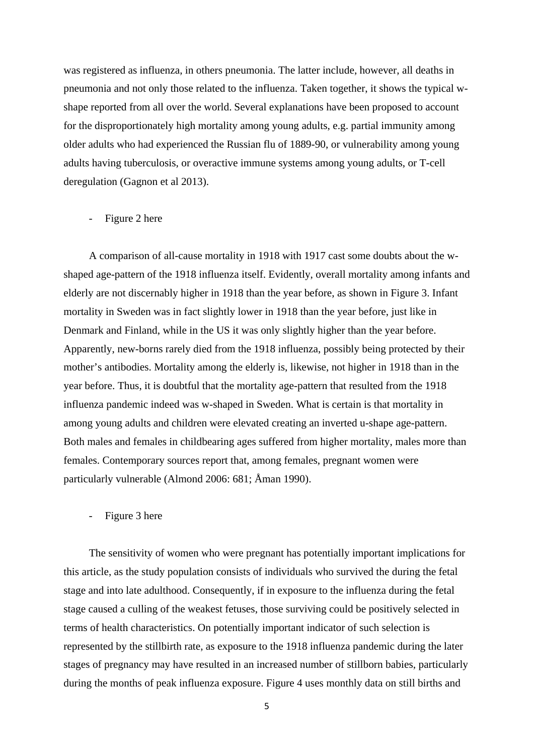was registered as influenza, in others pneumonia. The latter include, however, all deaths in pneumonia and not only those related to the influenza. Taken together, it shows the typical w-shape reported from all over the world. Several explanations have been proposed to account for the disproportionately high mortality among young adults, e.g. partial immunity among older adults who had experienced the Russian flu of 1889-90, or vulnerability among young adults having tuberculosis, or overactive immune systems among young adults, or T-cell deregulation (Gagnon et al 2013).

- Figure 2 here

A comparison of all-cause mortality in 1918 with 1917 cast some doubts about the w-shaped age-pattern of the 1918 influenza itself. Evidently, overall mortality among infants and elderly are not discernably higher in 1918 than the year before, as shown in Figure 3. Infant mortality in Sweden was in fact slightly lower in 1918 than the year before, just like in Denmark and Finland, while in the US it was only slightly higher than the year before. Apparently, new-borns rarely died from the 1918 influenza, possibly being protected by their mother's antibodies. Mortality among the elderly is, likewise, not higher in 1918 than in the year before. Thus, it is doubtful that the mortality age-pattern that resulted from the 1918 influenza pandemic indeed was w-shaped in Sweden. What is certain is that mortality in among young adults and children were elevated creating an inverted u-shape age-pattern. Both males and females in childbearing ages suffered from higher mortality, males more than females. Contemporary sources report that, among females, pregnant women were particularly vulnerable (Almond 2006: 681; Åman 1990).

- Figure 3 here

The sensitivity of women who were pregnant has potentially important implications for this article, as the study population consists of individuals who survived the during the fetal stage and into late adulthood. Consequently, if in exposure to the influenza during the fetal stage caused a culling of the weakest fetuses, those surviving could be positively selected in terms of health characteristics. On potentially important indicator of such selection is represented by the stillbirth rate, as exposure to the 1918 influenza pandemic during the later stages of pregnancy may have resulted in an increased number of stillborn babies, particularly during the months of peak influenza exposure. Figure 4 uses monthly data on still births and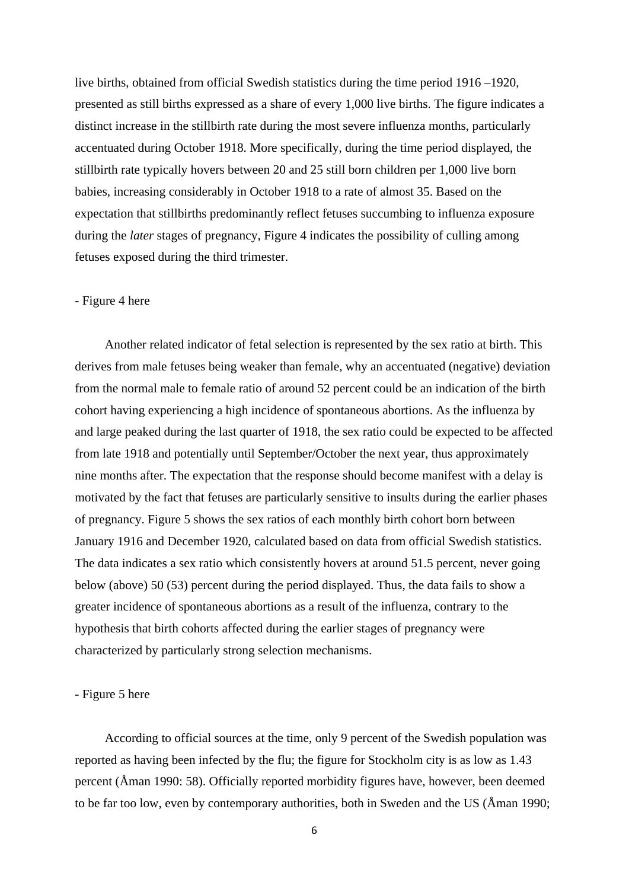live births, obtained from official Swedish statistics during the time period 1916 –1920, presented as still births expressed as a share of every 1,000 live births. The figure indicates a distinct increase in the stillbirth rate during the most severe influenza months, particularly accentuated during October 1918. More specifically, during the time period displayed, the stillbirth rate typically hovers between 20 and 25 still born children per 1,000 live born babies, increasing considerably in October 1918 to a rate of almost 35. Based on the expectation that stillbirths predominantly reflect fetuses succumbing to influenza exposure during the *later* stages of pregnancy, Figure 4 indicates the possibility of culling among fetuses exposed during the third trimester.

- Figure 4 here

Another related indicator of fetal selection is represented by the sex ratio at birth. This derives from male fetuses being weaker than female, why an accentuated (negative) deviation from the normal male to female ratio of around 52 percent could be an indication of the birth cohort having experiencing a high incidence of spontaneous abortions. As the influenza by and large peaked during the last quarter of 1918, the sex ratio could be expected to be affected from late 1918 and potentially until September/October the next year, thus approximately nine months after. The expectation that the response should become manifest with a delay is motivated by the fact that fetuses are particularly sensitive to insults during the earlier phases of pregnancy. Figure 5 shows the sex ratios of each monthly birth cohort born between January 1916 and December 1920, calculated based on data from official Swedish statistics. The data indicates a sex ratio which consistently hovers at around 51.5 percent, never going below (above) 50 (53) percent during the period displayed. Thus, the data fails to show a greater incidence of spontaneous abortions as a result of the influenza, contrary to the hypothesis that birth cohorts affected during the earlier stages of pregnancy were characterized by particularly strong selection mechanisms.

- Figure 5 here

According to official sources at the time, only 9 percent of the Swedish population was reported as having been infected by the flu; the figure for Stockholm city is as low as 1.43 percent (Åman 1990: 58). Officially reported morbidity figures have, however, been deemed to be far too low, even by contemporary authorities, both in Sweden and the US (Åman 1990;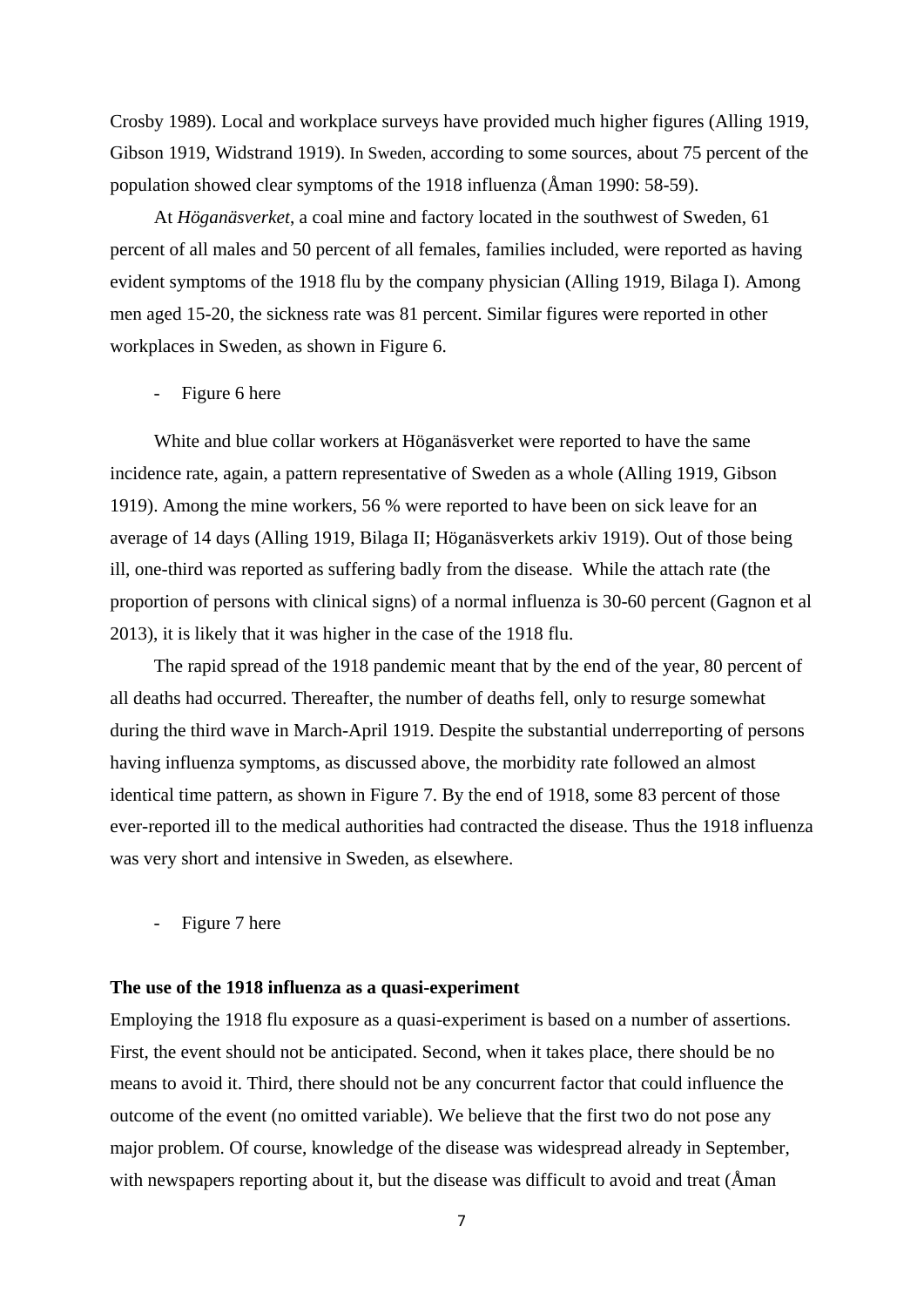Crosby 1989). Local and workplace surveys have provided much higher figures (Alling 1919, Gibson 1919, Widstrand 1919). In Sweden, according to some sources, about 75 percent of the population showed clear symptoms of the 1918 influenza (Åman 1990: 58-59).

At *Höganäsverket*, a coal mine and factory located in the southwest of Sweden, 61 percent of all males and 50 percent of all females, families included, were reported as having evident symptoms of the 1918 flu by the company physician (Alling 1919, Bilaga I). Among men aged 15-20, the sickness rate was 81 percent. Similar figures were reported in other workplaces in Sweden, as shown in Figure 6.

- Figure 6 here

White and blue collar workers at Höganäsverket were reported to have the same incidence rate, again, a pattern representative of Sweden as a whole (Alling 1919, Gibson 1919). Among the mine workers, 56 % were reported to have been on sick leave for an average of 14 days (Alling 1919, Bilaga II; Höganäsverkets arkiv 1919). Out of those being ill, one-third was reported as suffering badly from the disease. While the attach rate (the proportion of persons with clinical signs) of a normal influenza is 30-60 percent (Gagnon et al 2013), it is likely that it was higher in the case of the 1918 flu.

The rapid spread of the 1918 pandemic meant that by the end of the year, 80 percent of all deaths had occurred. Thereafter, the number of deaths fell, only to resurge somewhat during the third wave in March-April 1919. Despite the substantial underreporting of persons having influenza symptoms, as discussed above, the morbidity rate followed an almost identical time pattern, as shown in Figure 7. By the end of 1918, some 83 percent of those ever-reported ill to the medical authorities had contracted the disease. Thus the 1918 influenza was very short and intensive in Sweden, as elsewhere.

- Figure 7 here

**The use of the 1918 influenza as a quasi-experiment**

Employing the 1918 flu exposure as a quasi-experiment is based on a number of assertions. First, the event should not be anticipated. Second, when it takes place, there should be no means to avoid it. Third, there should not be any concurrent factor that could influence the outcome of the event (no omitted variable). We believe that the first two do not pose any major problem. Of course, knowledge of the disease was widespread already in September, with newspapers reporting about it, but the disease was difficult to avoid and treat (Åman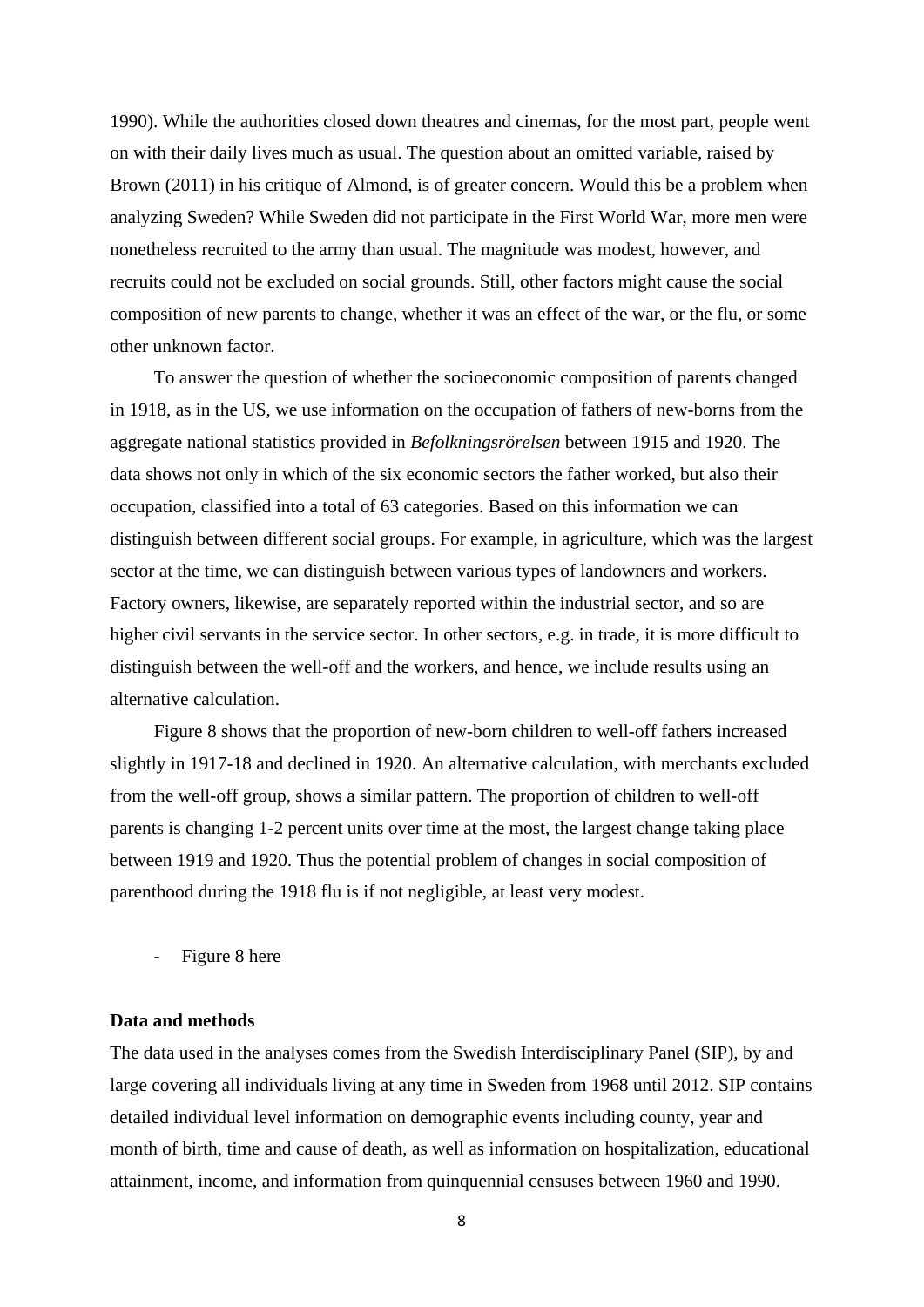1990). While the authorities closed down theatres and cinemas, for the most part, people went on with their daily lives much as usual. The question about an omitted variable, raised by Brown (2011) in his critique of Almond, is of greater concern. Would this be a problem when analyzing Sweden? While Sweden did not participate in the First World War, more men were nonetheless recruited to the army than usual. The magnitude was modest, however, and recruits could not be excluded on social grounds. Still, other factors might cause the social composition of new parents to change, whether it was an effect of the war, or the flu, or some other unknown factor.

To answer the question of whether the socioeconomic composition of parents changed in 1918, as in the US, we use information on the occupation of fathers of new-borns from the aggregate national statistics provided in *Befolkningsrörelsen* between 1915 and 1920. The data shows not only in which of the six economic sectors the father worked, but also their occupation, classified into a total of 63 categories. Based on this information we can distinguish between different social groups. For example, in agriculture, which was the largest sector at the time, we can distinguish between various types of landowners and workers. Factory owners, likewise, are separately reported within the industrial sector, and so are higher civil servants in the service sector. In other sectors, e.g. in trade, it is more difficult to distinguish between the well-off and the workers, and hence, we include results using an alternative calculation.

Figure 8 shows that the proportion of new-born children to well-off fathers increased slightly in 1917-18 and declined in 1920. An alternative calculation, with merchants excluded from the well-off group, shows a similar pattern. The proportion of children to well-off parents is changing 1-2 percent units over time at the most, the largest change taking place between 1919 and 1920. Thus the potential problem of changes in social composition of parenthood during the 1918 flu is if not negligible, at least very modest.

- Figure 8 here

**Data and methods**

The data used in the analyses comes from the Swedish Interdisciplinary Panel (SIP), by and large covering all individuals living at any time in Sweden from 1968 until 2012. SIP contains detailed individual level information on demographic events including county, year and month of birth, time and cause of death, as well as information on hospitalization, educational attainment, income, and information from quinquennial censuses between 1960 and 1990.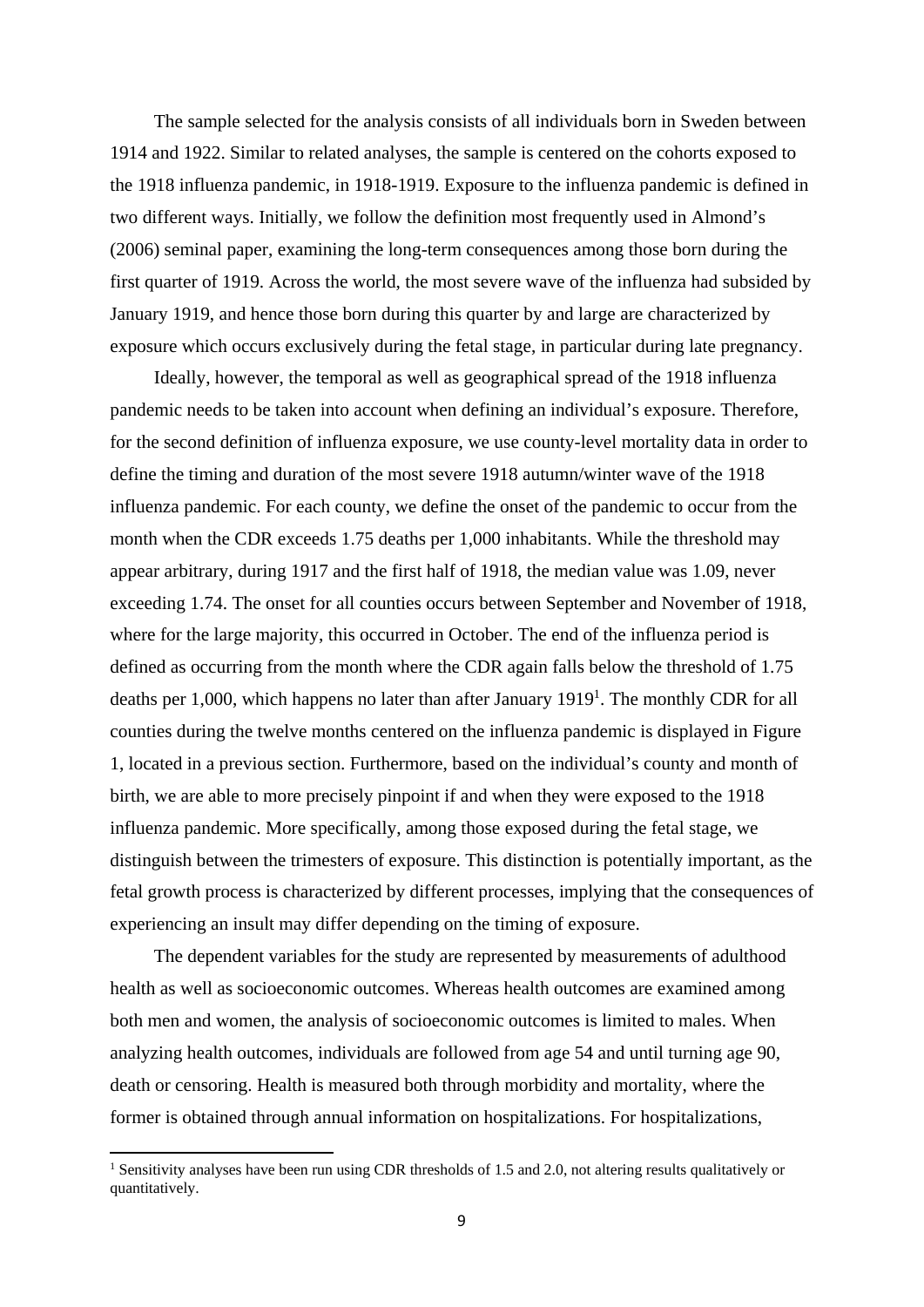The sample selected for the analysis consists of all individuals born in Sweden between 1914 and 1922. Similar to related analyses, the sample is centered on the cohorts exposed to the 1918 influenza pandemic, in 1918-1919. Exposure to the influenza pandemic is defined in two different ways. Initially, we follow the definition most frequently used in Almond's (2006) seminal paper, examining the long-term consequences among those born during the first quarter of 1919. Across the world, the most severe wave of the influenza had subsided by January 1919, and hence those born during this quarter by and large are characterized by exposure which occurs exclusively during the fetal stage, in particular during late pregnancy.

Ideally, however, the temporal as well as geographical spread of the 1918 influenza pandemic needs to be taken into account when defining an individual's exposure. Therefore, for the second definition of influenza exposure, we use county-level mortality data in order to define the timing and duration of the most severe 1918 autumn/winter wave of the 1918 influenza pandemic. For each county, we define the onset of the pandemic to occur from the month when the CDR exceeds 1.75 deaths per 1,000 inhabitants. While the threshold may appear arbitrary, during 1917 and the first half of 1918, the median value was 1.09, never exceeding 1.74. The onset for all counties occurs between September and November of 1918, where for the large majority, this occurred in October. The end of the influenza period is defined as occurring from the month where the CDR again falls below the threshold of 1.75 deaths per 1,000, which happens no later than after January 1919[1]. The monthly CDR for all counties during the twelve months centered on the influenza pandemic is displayed in Figure 1, located in a previous section. Furthermore, based on the individual's county and month of birth, we are able to more precisely pinpoint if and when they were exposed to the 1918 influenza pandemic. More specifically, among those exposed during the fetal stage, we distinguish between the trimesters of exposure. This distinction is potentially important, as the fetal growth process is characterized by different processes, implying that the consequences of experiencing an insult may differ depending on the timing of exposure.

The dependent variables for the study are represented by measurements of adulthood health as well as socioeconomic outcomes. Whereas health outcomes are examined among both men and women, the analysis of socioeconomic outcomes is limited to males. When analyzing health outcomes, individuals are followed from age 54 and until turning age 90, death or censoring. Health is measured both through morbidity and mortality, where the former is obtained through annual information on hospitalizations. For hospitalizations,

[1] Sensitivity analyses have been run using CDR thresholds of 1.5 and 2.0, not altering results qualitatively or quantitatively.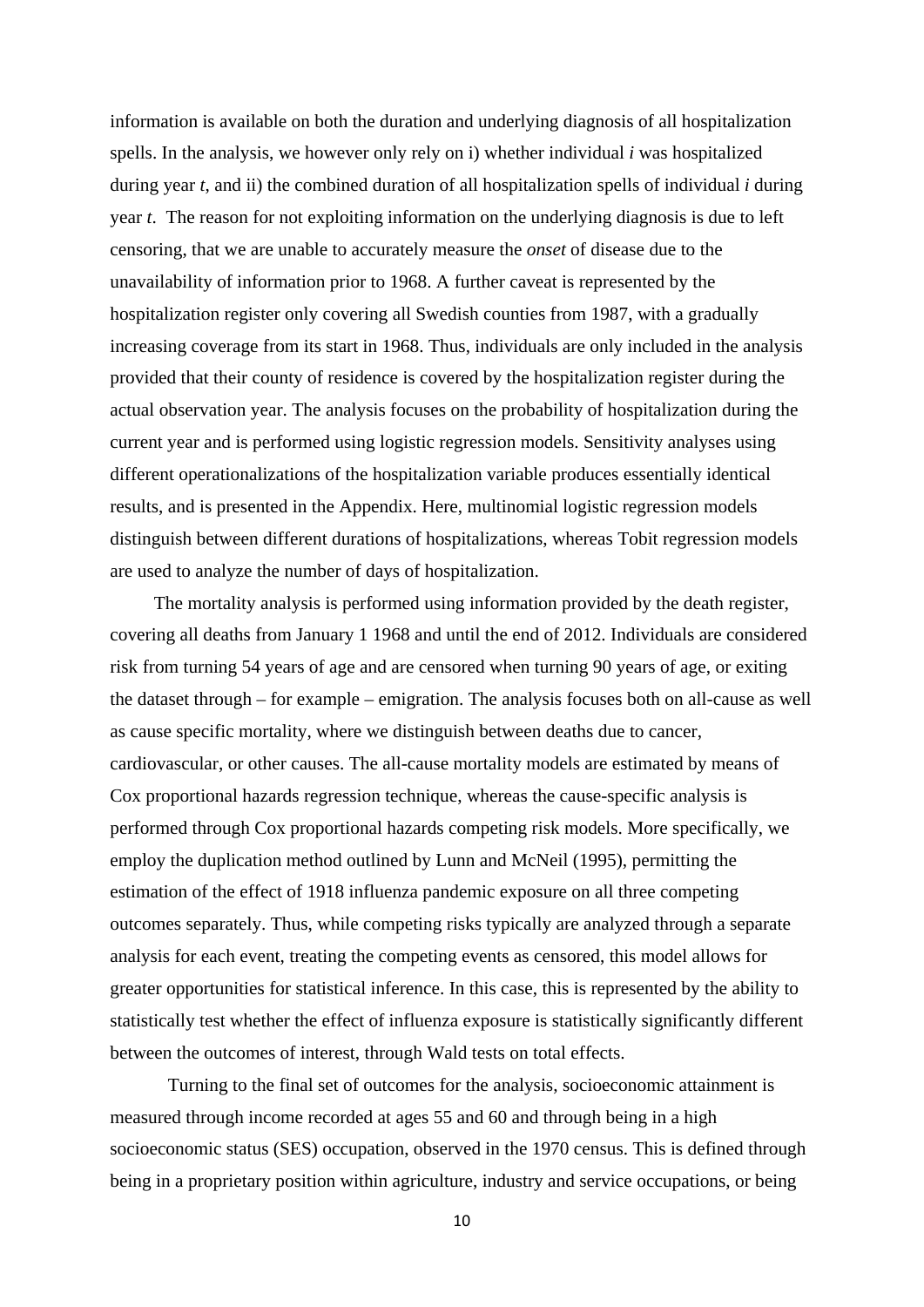information is available on both the duration and underlying diagnosis of all hospitalization spells. In the analysis, we however only rely on i) whether individual *i* was hospitalized during year *t*, and ii) the combined duration of all hospitalization spells of individual *i* during year *t*. The reason for not exploiting information on the underlying diagnosis is due to left censoring, that we are unable to accurately measure the *onset* of disease due to the unavailability of information prior to 1968. A further caveat is represented by the hospitalization register only covering all Swedish counties from 1987, with a gradually increasing coverage from its start in 1968. Thus, individuals are only included in the analysis provided that their county of residence is covered by the hospitalization register during the actual observation year. The analysis focuses on the probability of hospitalization during the current year and is performed using logistic regression models. Sensitivity analyses using different operationalizations of the hospitalization variable produces essentially identical results, and is presented in the Appendix. Here, multinomial logistic regression models distinguish between different durations of hospitalizations, whereas Tobit regression models are used to analyze the number of days of hospitalization.

The mortality analysis is performed using information provided by the death register, covering all deaths from January 1 1968 and until the end of 2012. Individuals are considered risk from turning 54 years of age and are censored when turning 90 years of age, or exiting the dataset through – for example – emigration. The analysis focuses both on all-cause as well as cause specific mortality, where we distinguish between deaths due to cancer, cardiovascular, or other causes. The all-cause mortality models are estimated by means of Cox proportional hazards regression technique, whereas the cause-specific analysis is performed through Cox proportional hazards competing risk models. More specifically, we employ the duplication method outlined by Lunn and McNeil (1995), permitting the estimation of the effect of 1918 influenza pandemic exposure on all three competing outcomes separately. Thus, while competing risks typically are analyzed through a separate analysis for each event, treating the competing events as censored, this model allows for greater opportunities for statistical inference. In this case, this is represented by the ability to statistically test whether the effect of influenza exposure is statistically significantly different between the outcomes of interest, through Wald tests on total effects.

Turning to the final set of outcomes for the analysis, socioeconomic attainment is measured through income recorded at ages 55 and 60 and through being in a high socioeconomic status (SES) occupation, observed in the 1970 census. This is defined through being in a proprietary position within agriculture, industry and service occupations, or being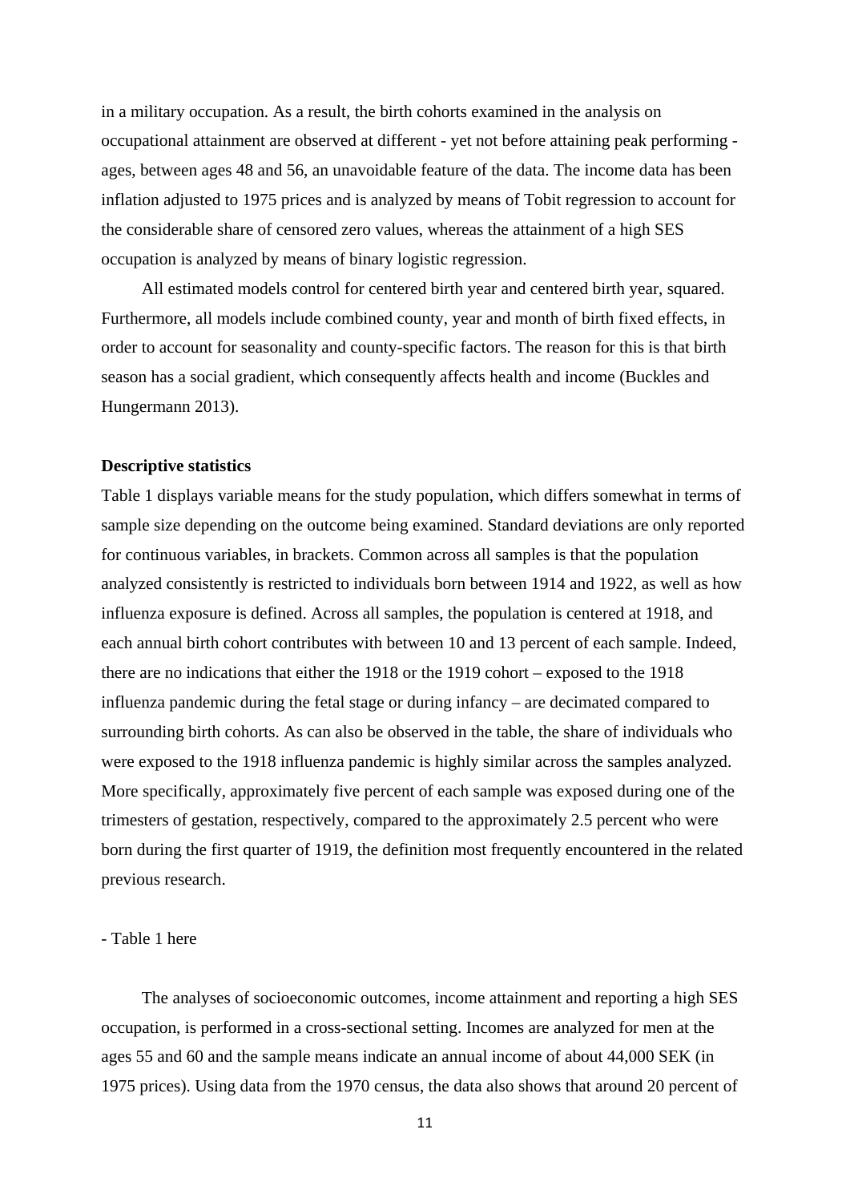in a military occupation. As a result, the birth cohorts examined in the analysis on occupational attainment are observed at different - yet not before attaining peak performing - ages, between ages 48 and 56, an unavoidable feature of the data. The income data has been inflation adjusted to 1975 prices and is analyzed by means of Tobit regression to account for the considerable share of censored zero values, whereas the attainment of a high SES occupation is analyzed by means of binary logistic regression.

All estimated models control for centered birth year and centered birth year, squared. Furthermore, all models include combined county, year and month of birth fixed effects, in order to account for seasonality and county-specific factors. The reason for this is that birth season has a social gradient, which consequently affects health and income (Buckles and Hungermann 2013).

**Descriptive statistics**

Table 1 displays variable means for the study population, which differs somewhat in terms of sample size depending on the outcome being examined. Standard deviations are only reported for continuous variables, in brackets. Common across all samples is that the population analyzed consistently is restricted to individuals born between 1914 and 1922, as well as how influenza exposure is defined. Across all samples, the population is centered at 1918, and each annual birth cohort contributes with between 10 and 13 percent of each sample. Indeed, there are no indications that either the 1918 or the 1919 cohort – exposed to the 1918 influenza pandemic during the fetal stage or during infancy – are decimated compared to surrounding birth cohorts. As can also be observed in the table, the share of individuals who were exposed to the 1918 influenza pandemic is highly similar across the samples analyzed. More specifically, approximately five percent of each sample was exposed during one of the trimesters of gestation, respectively, compared to the approximately 2.5 percent who were born during the first quarter of 1919, the definition most frequently encountered in the related previous research.

- Table 1 here

The analyses of socioeconomic outcomes, income attainment and reporting a high SES occupation, is performed in a cross-sectional setting. Incomes are analyzed for men at the ages 55 and 60 and the sample means indicate an annual income of about 44,000 SEK (in 1975 prices). Using data from the 1970 census, the data also shows that around 20 percent of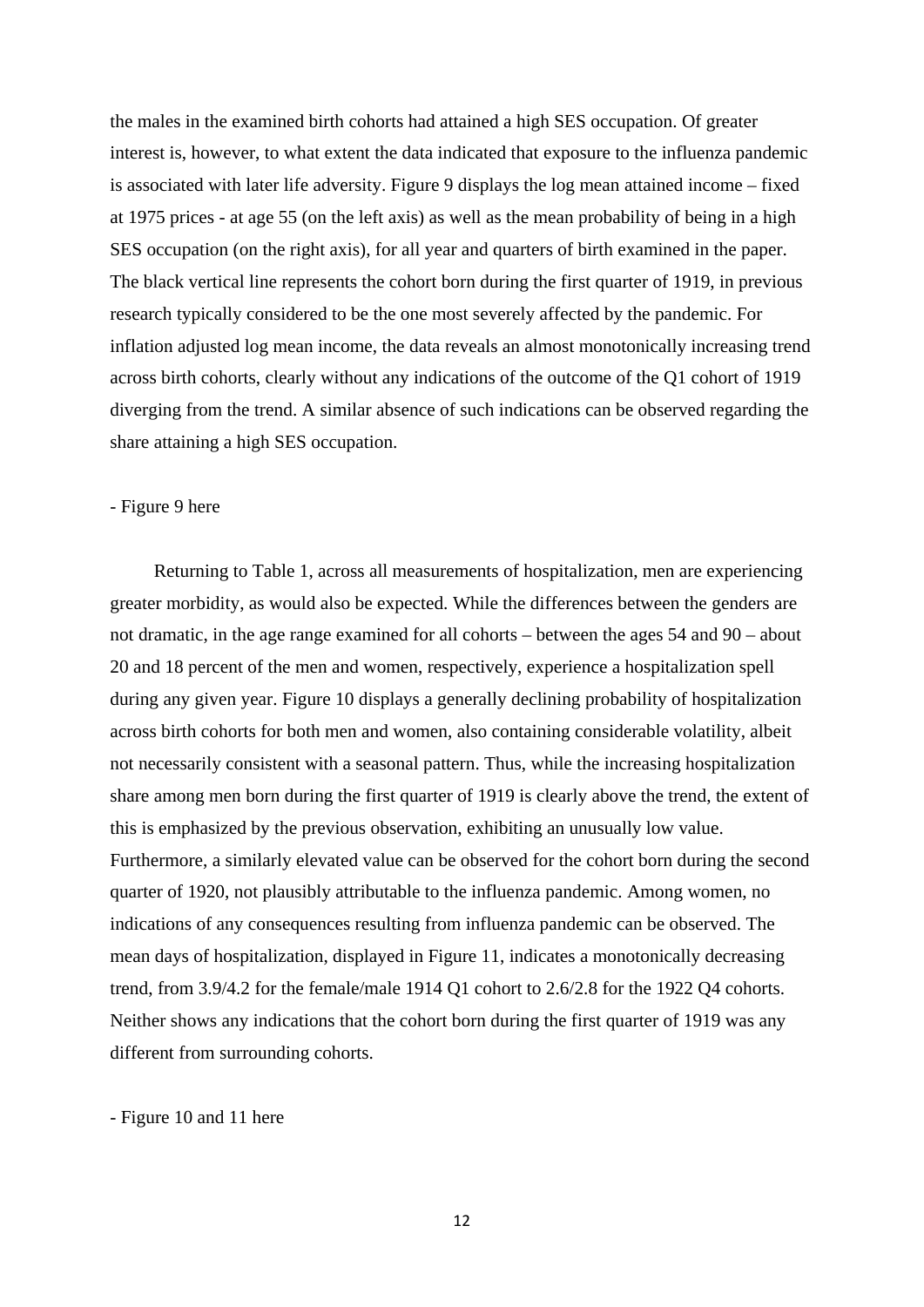the males in the examined birth cohorts had attained a high SES occupation. Of greater interest is, however, to what extent the data indicated that exposure to the influenza pandemic is associated with later life adversity. Figure 9 displays the log mean attained income – fixed at 1975 prices - at age 55 (on the left axis) as well as the mean probability of being in a high SES occupation (on the right axis), for all year and quarters of birth examined in the paper. The black vertical line represents the cohort born during the first quarter of 1919, in previous research typically considered to be the one most severely affected by the pandemic. For inflation adjusted log mean income, the data reveals an almost monotonically increasing trend across birth cohorts, clearly without any indications of the outcome of the Q1 cohort of 1919 diverging from the trend. A similar absence of such indications can be observed regarding the share attaining a high SES occupation.

- Figure 9 here

Returning to Table 1, across all measurements of hospitalization, men are experiencing greater morbidity, as would also be expected. While the differences between the genders are not dramatic, in the age range examined for all cohorts – between the ages 54 and 90 – about 20 and 18 percent of the men and women, respectively, experience a hospitalization spell during any given year. Figure 10 displays a generally declining probability of hospitalization across birth cohorts for both men and women, also containing considerable volatility, albeit not necessarily consistent with a seasonal pattern. Thus, while the increasing hospitalization share among men born during the first quarter of 1919 is clearly above the trend, the extent of this is emphasized by the previous observation, exhibiting an unusually low value. Furthermore, a similarly elevated value can be observed for the cohort born during the second quarter of 1920, not plausibly attributable to the influenza pandemic. Among women, no indications of any consequences resulting from influenza pandemic can be observed. The mean days of hospitalization, displayed in Figure 11, indicates a monotonically decreasing trend, from 3.9/4.2 for the female/male 1914 Q1 cohort to 2.6/2.8 for the 1922 Q4 cohorts. Neither shows any indications that the cohort born during the first quarter of 1919 was any different from surrounding cohorts.

- Figure 10 and 11 here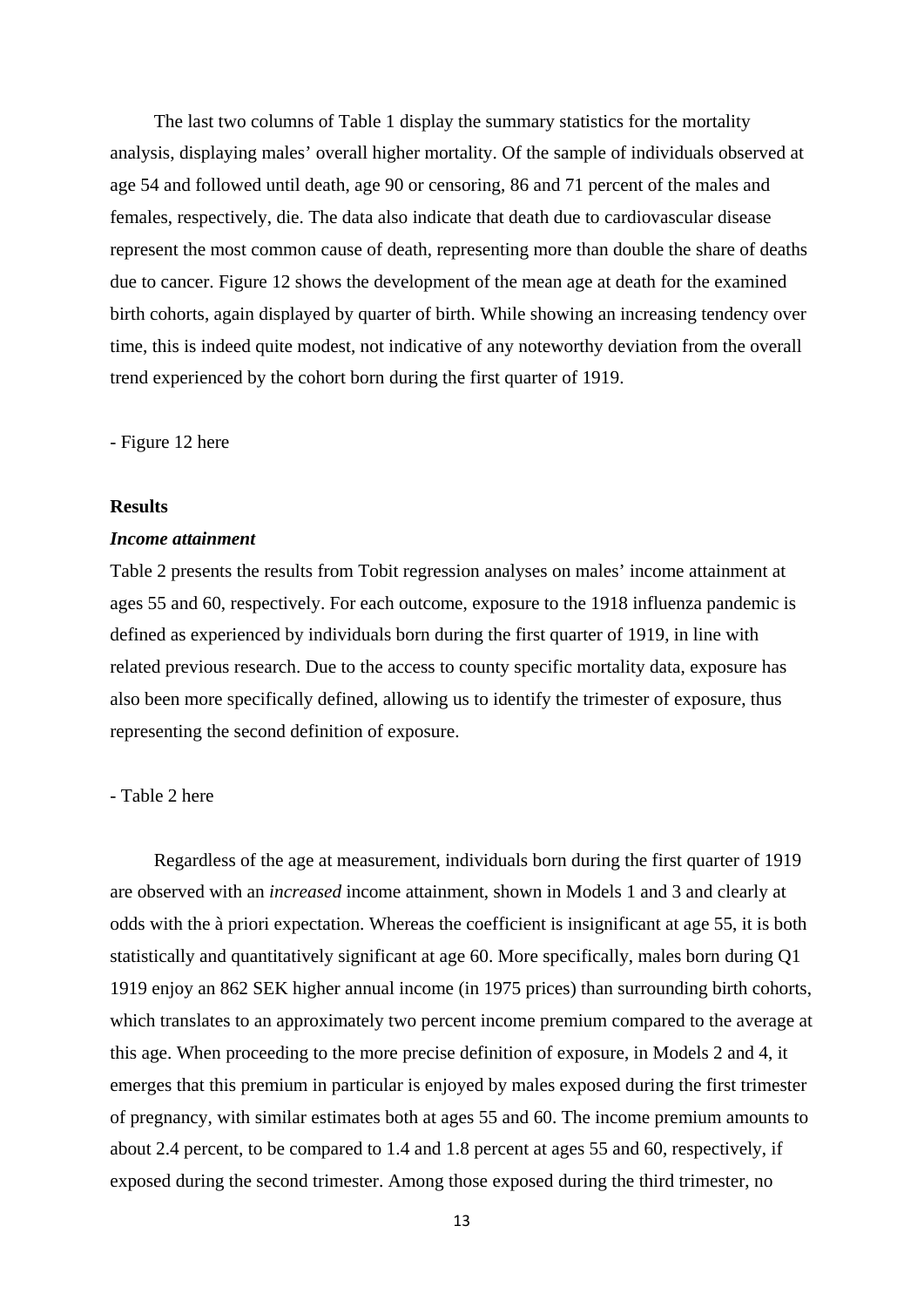The last two columns of Table 1 display the summary statistics for the mortality analysis, displaying males' overall higher mortality. Of the sample of individuals observed at age 54 and followed until death, age 90 or censoring, 86 and 71 percent of the males and females, respectively, die. The data also indicate that death due to cardiovascular disease represent the most common cause of death, representing more than double the share of deaths due to cancer. Figure 12 shows the development of the mean age at death for the examined birth cohorts, again displayed by quarter of birth. While showing an increasing tendency over time, this is indeed quite modest, not indicative of any noteworthy deviation from the overall trend experienced by the cohort born during the first quarter of 1919.

- Figure 12 here

## Results

### *Income attainment*

Table 2 presents the results from Tobit regression analyses on males' income attainment at ages 55 and 60, respectively. For each outcome, exposure to the 1918 influenza pandemic is defined as experienced by individuals born during the first quarter of 1919, in line with related previous research. Due to the access to county specific mortality data, exposure has also been more specifically defined, allowing us to identify the trimester of exposure, thus representing the second definition of exposure.

- Table 2 here

Regardless of the age at measurement, individuals born during the first quarter of 1919 are observed with an *increased* income attainment, shown in Models 1 and 3 and clearly at odds with the à priori expectation. Whereas the coefficient is insignificant at age 55, it is both statistically and quantitatively significant at age 60. More specifically, males born during Q1 1919 enjoy an 862 SEK higher annual income (in 1975 prices) than surrounding birth cohorts, which translates to an approximately two percent income premium compared to the average at this age. When proceeding to the more precise definition of exposure, in Models 2 and 4, it emerges that this premium in particular is enjoyed by males exposed during the first trimester of pregnancy, with similar estimates both at ages 55 and 60. The income premium amounts to about 2.4 percent, to be compared to 1.4 and 1.8 percent at ages 55 and 60, respectively, if exposed during the second trimester. Among those exposed during the third trimester, no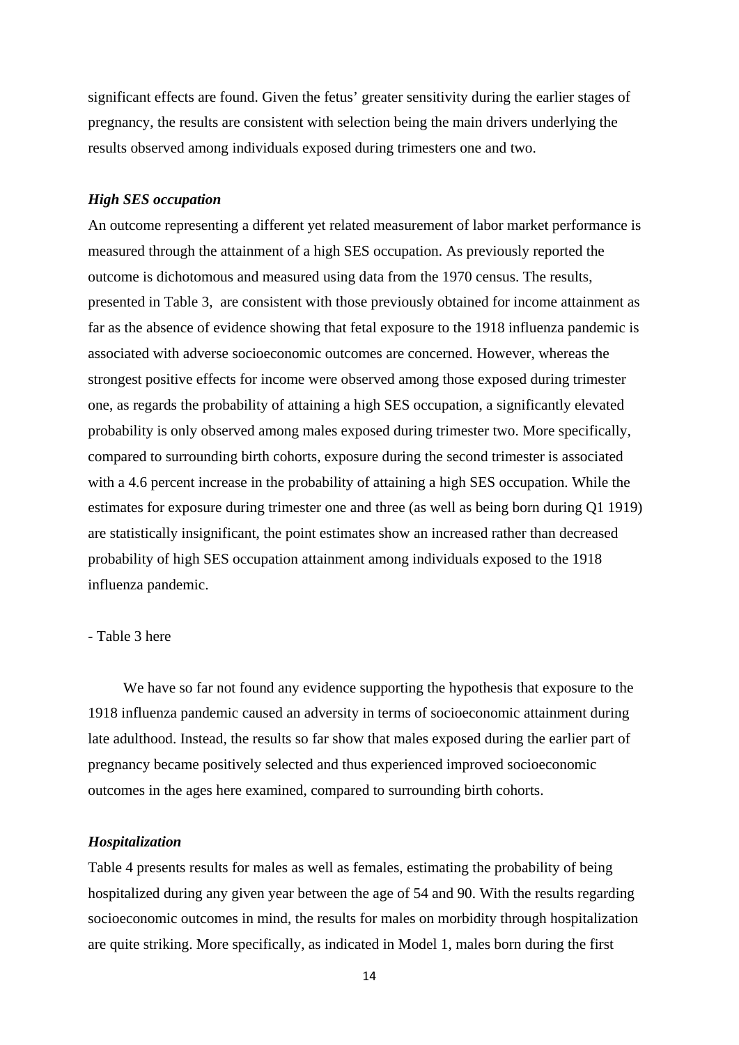significant effects are found. Given the fetus' greater sensitivity during the earlier stages of pregnancy, the results are consistent with selection being the main drivers underlying the results observed among individuals exposed during trimesters one and two.

***High SES occupation***

An outcome representing a different yet related measurement of labor market performance is measured through the attainment of a high SES occupation. As previously reported the outcome is dichotomous and measured using data from the 1970 census. The results, presented in Table 3, are consistent with those previously obtained for income attainment as far as the absence of evidence showing that fetal exposure to the 1918 influenza pandemic is associated with adverse socioeconomic outcomes are concerned. However, whereas the strongest positive effects for income were observed among those exposed during trimester one, as regards the probability of attaining a high SES occupation, a significantly elevated probability is only observed among males exposed during trimester two. More specifically, compared to surrounding birth cohorts, exposure during the second trimester is associated with a 4.6 percent increase in the probability of attaining a high SES occupation. While the estimates for exposure during trimester one and three (as well as being born during Q1 1919) are statistically insignificant, the point estimates show an increased rather than decreased probability of high SES occupation attainment among individuals exposed to the 1918 influenza pandemic.

- Table 3 here

We have so far not found any evidence supporting the hypothesis that exposure to the 1918 influenza pandemic caused an adversity in terms of socioeconomic attainment during late adulthood. Instead, the results so far show that males exposed during the earlier part of pregnancy became positively selected and thus experienced improved socioeconomic outcomes in the ages here examined, compared to surrounding birth cohorts.

***Hospitalization***

Table 4 presents results for males as well as females, estimating the probability of being hospitalized during any given year between the age of 54 and 90. With the results regarding socioeconomic outcomes in mind, the results for males on morbidity through hospitalization are quite striking. More specifically, as indicated in Model 1, males born during the first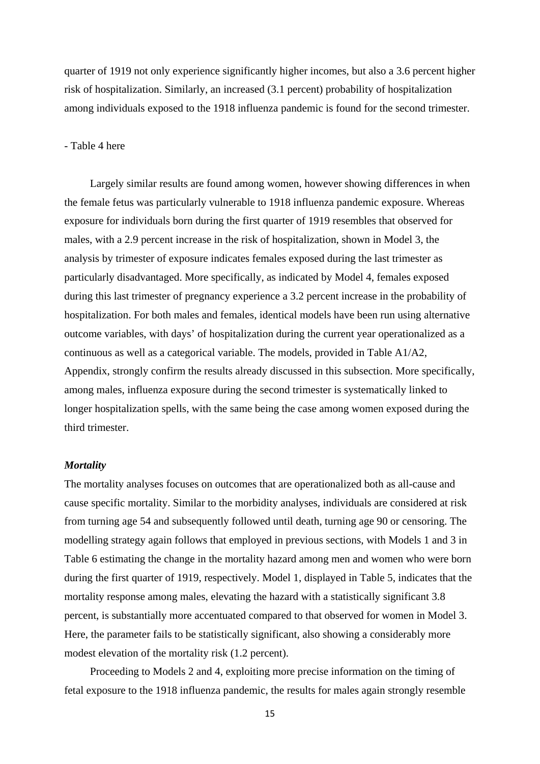quarter of 1919 not only experience significantly higher incomes, but also a 3.6 percent higher risk of hospitalization. Similarly, an increased (3.1 percent) probability of hospitalization among individuals exposed to the 1918 influenza pandemic is found for the second trimester.

- Table 4 here

Largely similar results are found among women, however showing differences in when the female fetus was particularly vulnerable to 1918 influenza pandemic exposure. Whereas exposure for individuals born during the first quarter of 1919 resembles that observed for males, with a 2.9 percent increase in the risk of hospitalization, shown in Model 3, the analysis by trimester of exposure indicates females exposed during the last trimester as particularly disadvantaged. More specifically, as indicated by Model 4, females exposed during this last trimester of pregnancy experience a 3.2 percent increase in the probability of hospitalization. For both males and females, identical models have been run using alternative outcome variables, with days' of hospitalization during the current year operationalized as a continuous as well as a categorical variable. The models, provided in Table A1/A2, Appendix, strongly confirm the results already discussed in this subsection. More specifically, among males, influenza exposure during the second trimester is systematically linked to longer hospitalization spells, with the same being the case among women exposed during the third trimester.

***Mortality***

The mortality analyses focuses on outcomes that are operationalized both as all-cause and cause specific mortality. Similar to the morbidity analyses, individuals are considered at risk from turning age 54 and subsequently followed until death, turning age 90 or censoring. The modelling strategy again follows that employed in previous sections, with Models 1 and 3 in Table 6 estimating the change in the mortality hazard among men and women who were born during the first quarter of 1919, respectively. Model 1, displayed in Table 5, indicates that the mortality response among males, elevating the hazard with a statistically significant 3.8 percent, is substantially more accentuated compared to that observed for women in Model 3. Here, the parameter fails to be statistically significant, also showing a considerably more modest elevation of the mortality risk (1.2 percent).

Proceeding to Models 2 and 4, exploiting more precise information on the timing of fetal exposure to the 1918 influenza pandemic, the results for males again strongly resemble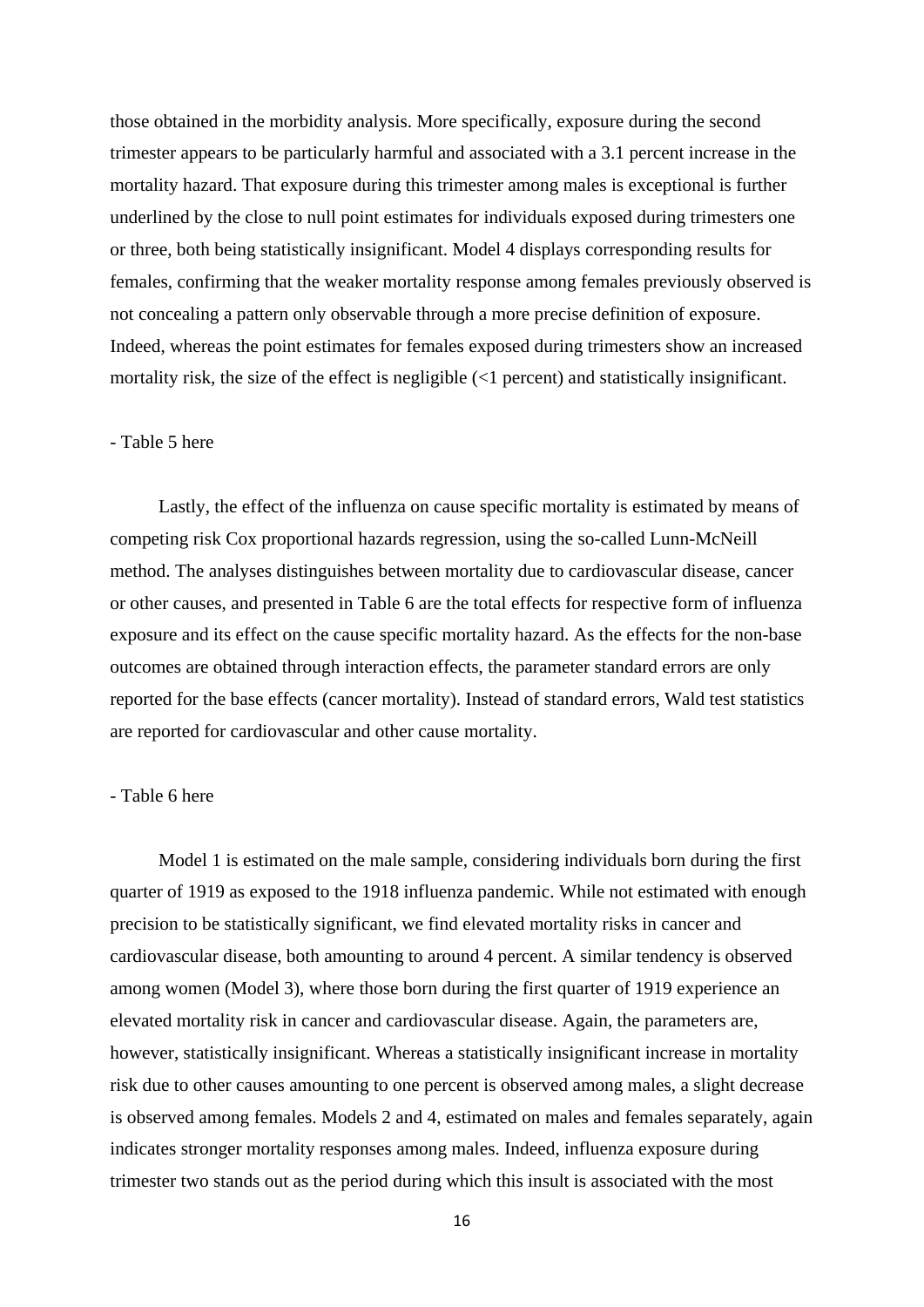those obtained in the morbidity analysis. More specifically, exposure during the second trimester appears to be particularly harmful and associated with a 3.1 percent increase in the mortality hazard. That exposure during this trimester among males is exceptional is further underlined by the close to null point estimates for individuals exposed during trimesters one or three, both being statistically insignificant. Model 4 displays corresponding results for females, confirming that the weaker mortality response among females previously observed is not concealing a pattern only observable through a more precise definition of exposure. Indeed, whereas the point estimates for females exposed during trimesters show an increased mortality risk, the size of the effect is negligible (<1 percent) and statistically insignificant.

- Table 5 here

Lastly, the effect of the influenza on cause specific mortality is estimated by means of competing risk Cox proportional hazards regression, using the so-called Lunn-McNeill method. The analyses distinguishes between mortality due to cardiovascular disease, cancer or other causes, and presented in Table 6 are the total effects for respective form of influenza exposure and its effect on the cause specific mortality hazard. As the effects for the non-base outcomes are obtained through interaction effects, the parameter standard errors are only reported for the base effects (cancer mortality). Instead of standard errors, Wald test statistics are reported for cardiovascular and other cause mortality.

- Table 6 here

Model 1 is estimated on the male sample, considering individuals born during the first quarter of 1919 as exposed to the 1918 influenza pandemic. While not estimated with enough precision to be statistically significant, we find elevated mortality risks in cancer and cardiovascular disease, both amounting to around 4 percent. A similar tendency is observed among women (Model 3), where those born during the first quarter of 1919 experience an elevated mortality risk in cancer and cardiovascular disease. Again, the parameters are, however, statistically insignificant. Whereas a statistically insignificant increase in mortality risk due to other causes amounting to one percent is observed among males, a slight decrease is observed among females. Models 2 and 4, estimated on males and females separately, again indicates stronger mortality responses among males. Indeed, influenza exposure during trimester two stands out as the period during which this insult is associated with the most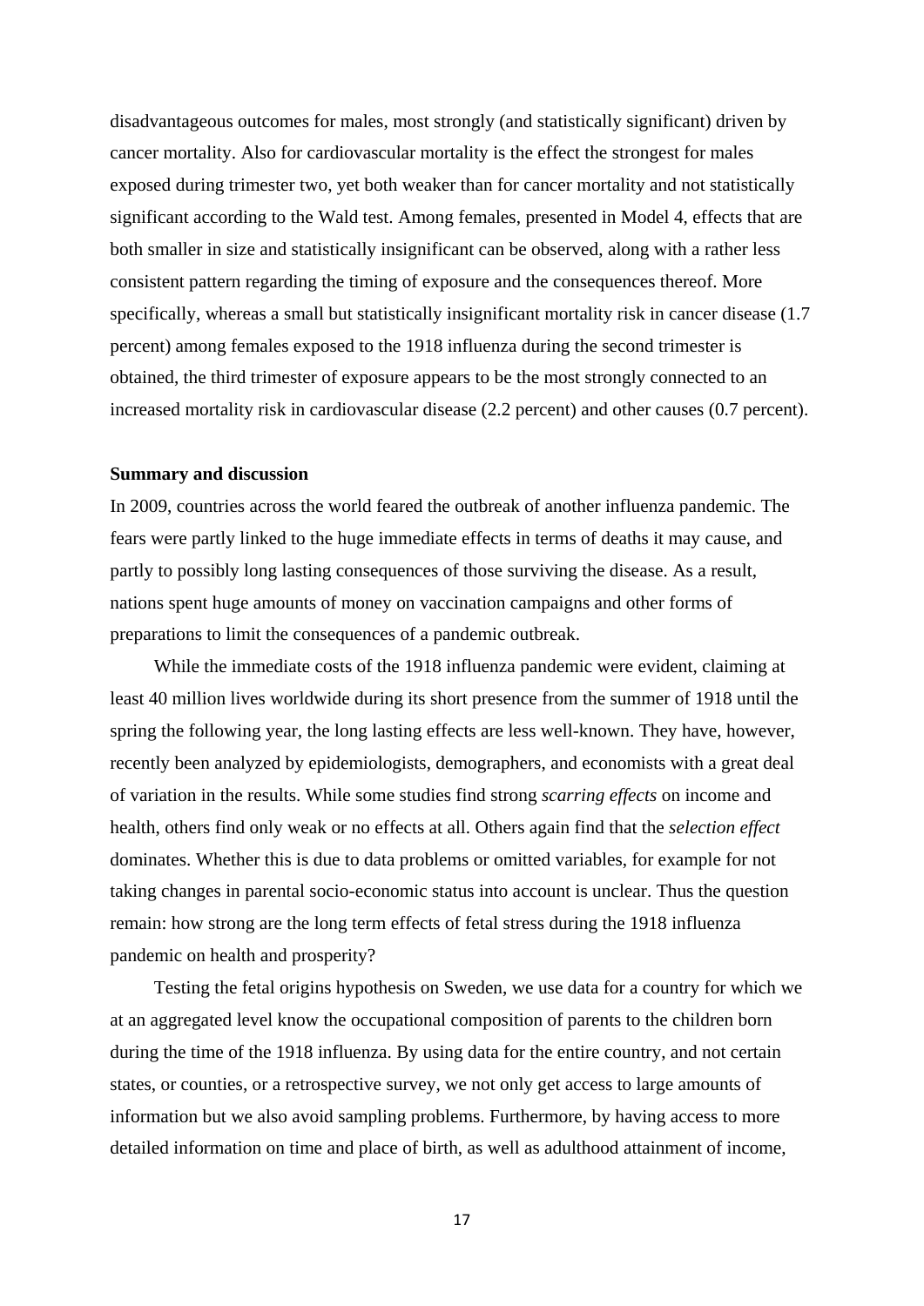disadvantageous outcomes for males, most strongly (and statistically significant) driven by cancer mortality. Also for cardiovascular mortality is the effect the strongest for males exposed during trimester two, yet both weaker than for cancer mortality and not statistically significant according to the Wald test. Among females, presented in Model 4, effects that are both smaller in size and statistically insignificant can be observed, along with a rather less consistent pattern regarding the timing of exposure and the consequences thereof. More specifically, whereas a small but statistically insignificant mortality risk in cancer disease (1.7 percent) among females exposed to the 1918 influenza during the second trimester is obtained, the third trimester of exposure appears to be the most strongly connected to an increased mortality risk in cardiovascular disease (2.2 percent) and other causes (0.7 percent).

**Summary and discussion**

In 2009, countries across the world feared the outbreak of another influenza pandemic. The fears were partly linked to the huge immediate effects in terms of deaths it may cause, and partly to possibly long lasting consequences of those surviving the disease. As a result, nations spent huge amounts of money on vaccination campaigns and other forms of preparations to limit the consequences of a pandemic outbreak.

While the immediate costs of the 1918 influenza pandemic were evident, claiming at least 40 million lives worldwide during its short presence from the summer of 1918 until the spring the following year, the long lasting effects are less well-known. They have, however, recently been analyzed by epidemiologists, demographers, and economists with a great deal of variation in the results. While some studies find strong *scarring effects* on income and health, others find only weak or no effects at all. Others again find that the *selection effect* dominates. Whether this is due to data problems or omitted variables, for example for not taking changes in parental socio-economic status into account is unclear. Thus the question remain: how strong are the long term effects of fetal stress during the 1918 influenza pandemic on health and prosperity?

Testing the fetal origins hypothesis on Sweden, we use data for a country for which we at an aggregated level know the occupational composition of parents to the children born during the time of the 1918 influenza. By using data for the entire country, and not certain states, or counties, or a retrospective survey, we not only get access to large amounts of information but we also avoid sampling problems. Furthermore, by having access to more detailed information on time and place of birth, as well as adulthood attainment of income,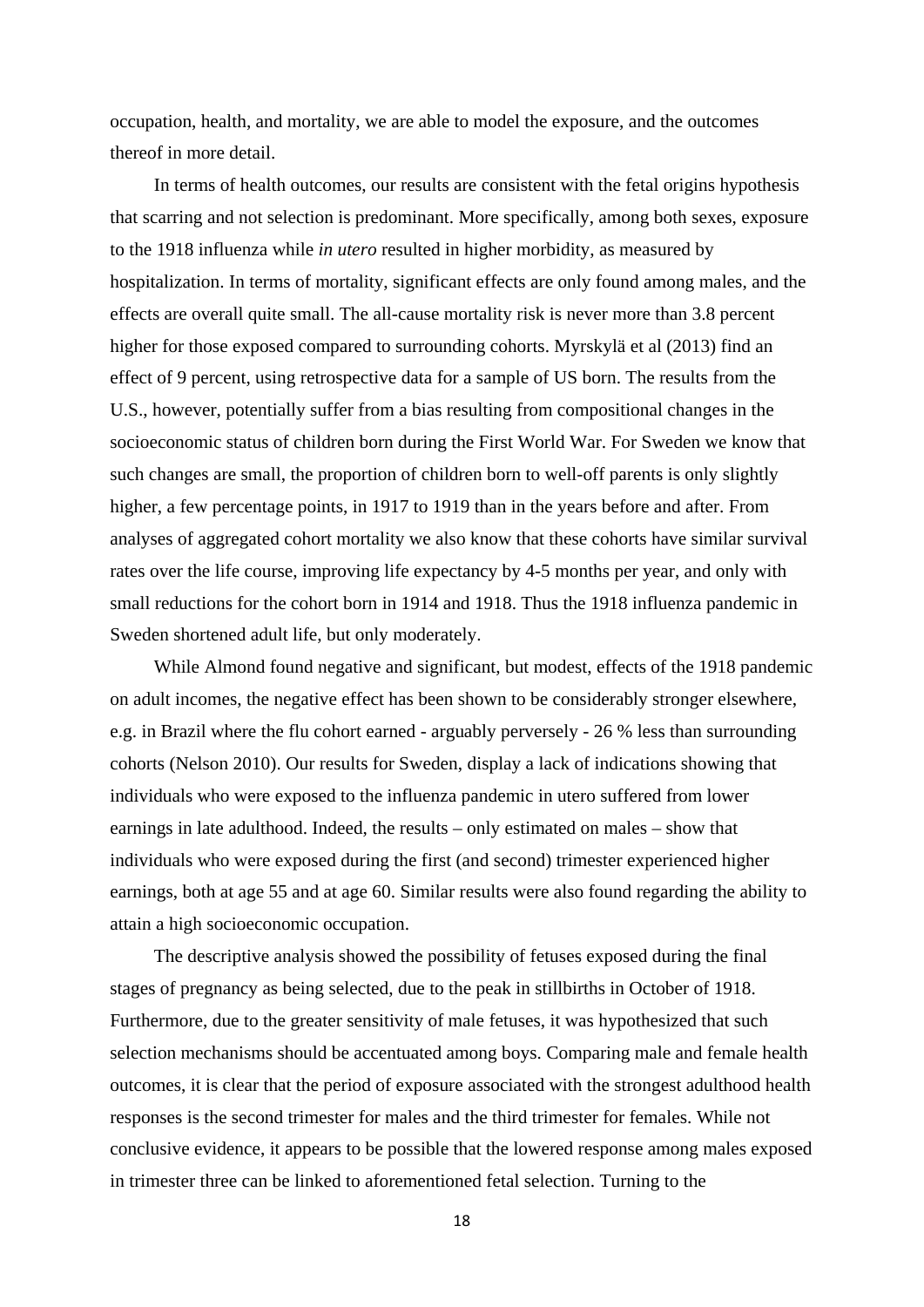occupation, health, and mortality, we are able to model the exposure, and the outcomes thereof in more detail.

In terms of health outcomes, our results are consistent with the fetal origins hypothesis that scarring and not selection is predominant. More specifically, among both sexes, exposure to the 1918 influenza while *in utero* resulted in higher morbidity, as measured by hospitalization. In terms of mortality, significant effects are only found among males, and the effects are overall quite small. The all-cause mortality risk is never more than 3.8 percent higher for those exposed compared to surrounding cohorts. Myrskylä et al (2013) find an effect of 9 percent, using retrospective data for a sample of US born. The results from the U.S., however, potentially suffer from a bias resulting from compositional changes in the socioeconomic status of children born during the First World War. For Sweden we know that such changes are small, the proportion of children born to well-off parents is only slightly higher, a few percentage points, in 1917 to 1919 than in the years before and after. From analyses of aggregated cohort mortality we also know that these cohorts have similar survival rates over the life course, improving life expectancy by 4-5 months per year, and only with small reductions for the cohort born in 1914 and 1918. Thus the 1918 influenza pandemic in Sweden shortened adult life, but only moderately.

While Almond found negative and significant, but modest, effects of the 1918 pandemic on adult incomes, the negative effect has been shown to be considerably stronger elsewhere, e.g. in Brazil where the flu cohort earned - arguably perversely - 26 % less than surrounding cohorts (Nelson 2010). Our results for Sweden, display a lack of indications showing that individuals who were exposed to the influenza pandemic in utero suffered from lower earnings in late adulthood. Indeed, the results – only estimated on males – show that individuals who were exposed during the first (and second) trimester experienced higher earnings, both at age 55 and at age 60. Similar results were also found regarding the ability to attain a high socioeconomic occupation.

The descriptive analysis showed the possibility of fetuses exposed during the final stages of pregnancy as being selected, due to the peak in stillbirths in October of 1918. Furthermore, due to the greater sensitivity of male fetuses, it was hypothesized that such selection mechanisms should be accentuated among boys. Comparing male and female health outcomes, it is clear that the period of exposure associated with the strongest adulthood health responses is the second trimester for males and the third trimester for females. While not conclusive evidence, it appears to be possible that the lowered response among males exposed in trimester three can be linked to aforementioned fetal selection. Turning to the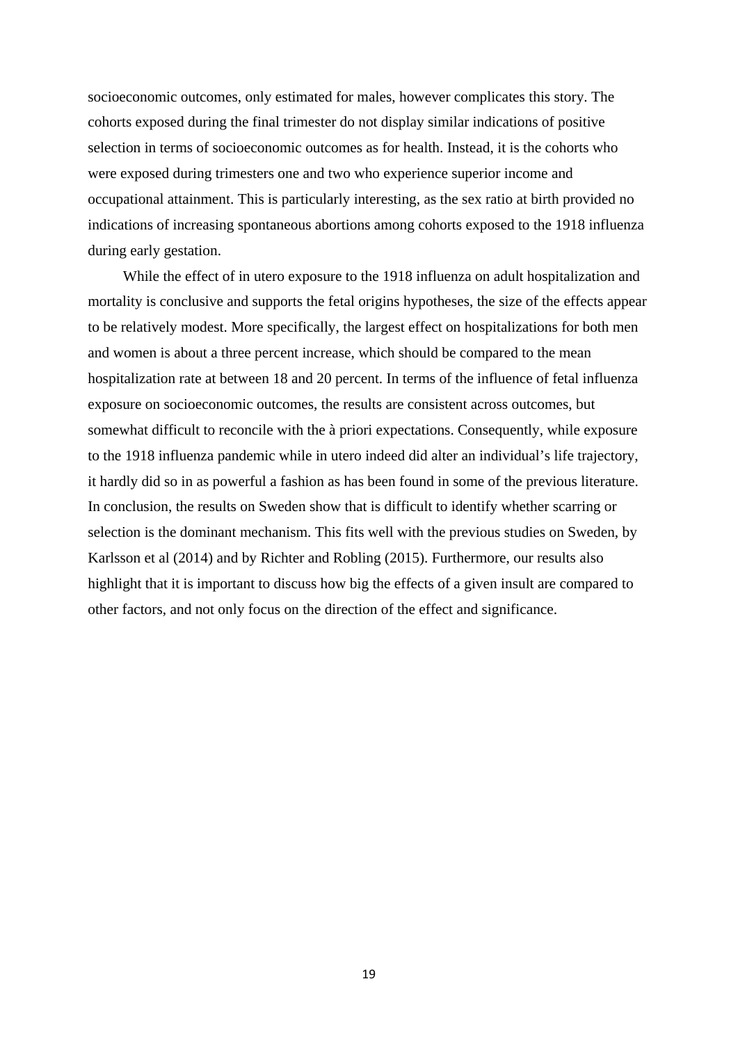socioeconomic outcomes, only estimated for males, however complicates this story. The cohorts exposed during the final trimester do not display similar indications of positive selection in terms of socioeconomic outcomes as for health. Instead, it is the cohorts who were exposed during trimesters one and two who experience superior income and occupational attainment. This is particularly interesting, as the sex ratio at birth provided no indications of increasing spontaneous abortions among cohorts exposed to the 1918 influenza during early gestation.

While the effect of in utero exposure to the 1918 influenza on adult hospitalization and mortality is conclusive and supports the fetal origins hypotheses, the size of the effects appear to be relatively modest. More specifically, the largest effect on hospitalizations for both men and women is about a three percent increase, which should be compared to the mean hospitalization rate at between 18 and 20 percent. In terms of the influence of fetal influenza exposure on socioeconomic outcomes, the results are consistent across outcomes, but somewhat difficult to reconcile with the à priori expectations. Consequently, while exposure to the 1918 influenza pandemic while in utero indeed did alter an individual's life trajectory, it hardly did so in as powerful a fashion as has been found in some of the previous literature. In conclusion, the results on Sweden show that is difficult to identify whether scarring or selection is the dominant mechanism. This fits well with the previous studies on Sweden, by Karlsson et al (2014) and by Richter and Robling (2015). Furthermore, our results also highlight that it is important to discuss how big the effects of a given insult are compared to other factors, and not only focus on the direction of the effect and significance.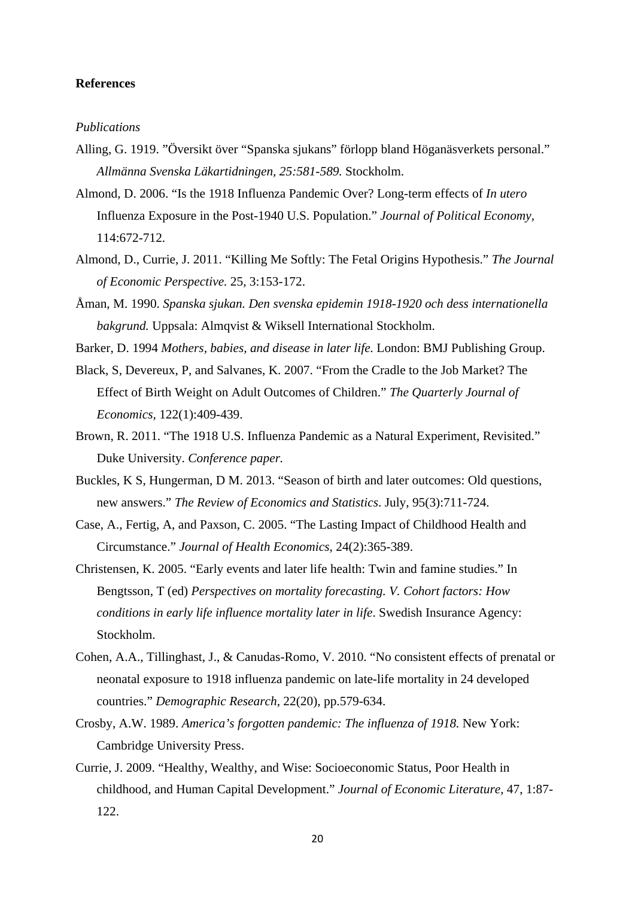**References**

*Publications*

Alling, G. 1919. ”Översikt över “Spanska sjukans” förlopp bland Höganäsverkets personal.” *Allmänna Svenska Läkartidningen, 25:581-589.* Stockholm.

Almond, D. 2006. “Is the 1918 Influenza Pandemic Over? Long-term effects of *In utero* Influenza Exposure in the Post-1940 U.S. Population.” *Journal of Political Economy,* 114:672-712.

Almond, D., Currie, J. 2011. “Killing Me Softly: The Fetal Origins Hypothesis.” *The Journal of Economic Perspective.* 25, 3:153-172.

Åman, M. 1990. *Spanska sjukan. Den svenska epidemin 1918-1920 och dess internationella bakgrund.* Uppsala: Almqvist & Wiksell International Stockholm.

Barker, D. 1994 *Mothers, babies, and disease in later life.* London: BMJ Publishing Group.

Black, S, Devereux, P, and Salvanes, K. 2007. “From the Cradle to the Job Market? The Effect of Birth Weight on Adult Outcomes of Children.” *The Quarterly Journal of Economics,* 122(1):409-439.

Brown, R. 2011. “The 1918 U.S. Influenza Pandemic as a Natural Experiment, Revisited.” Duke University. *Conference paper.*

Buckles, K S, Hungerman, D M. 2013. “Season of birth and later outcomes: Old questions, new answers.” *The Review of Economics and Statistics*. July, 95(3):711-724.

Case, A., Fertig, A, and Paxson, C. 2005. “The Lasting Impact of Childhood Health and Circumstance.” *Journal of Health Economics*, 24(2):365-389.

Christensen, K. 2005. “Early events and later life health: Twin and famine studies.” In Bengtsson, T (ed) *Perspectives on mortality forecasting. V. Cohort factors: How conditions in early life influence mortality later in life*. Swedish Insurance Agency: Stockholm.

Cohen, A.A., Tillinghast, J., & Canudas-Romo, V. 2010. “No consistent effects of prenatal or neonatal exposure to 1918 influenza pandemic on late-life mortality in 24 developed countries.” *Demographic Research*, 22(20), pp.579-634.

Crosby, A.W. 1989. *America’s forgotten pandemic: The influenza of 1918.* New York: Cambridge University Press.

Currie, J. 2009. “Healthy, Wealthy, and Wise: Socioeconomic Status, Poor Health in childhood, and Human Capital Development.” *Journal of Economic Literature,* 47, 1:87-122.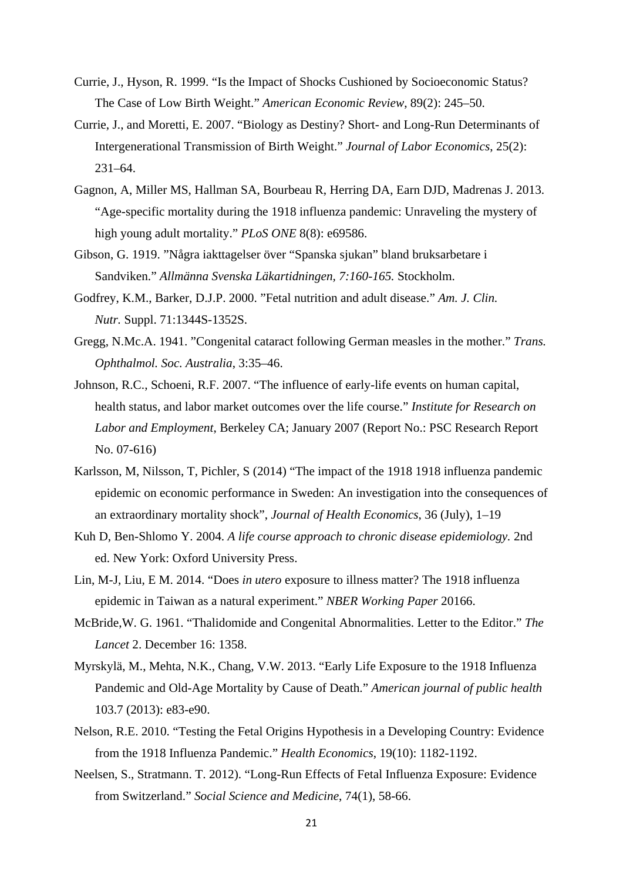Currie, J., Hyson, R. 1999. "Is the Impact of Shocks Cushioned by Socioeconomic Status? The Case of Low Birth Weight." *American Economic Review*, 89(2): 245–50.

Currie, J., and Moretti, E. 2007. "Biology as Destiny? Short- and Long-Run Determinants of Intergenerational Transmission of Birth Weight." *Journal of Labor Economics*, 25(2): 231–64.

Gagnon, A, Miller MS, Hallman SA, Bourbeau R, Herring DA, Earn DJD, Madrenas J. 2013. "Age-specific mortality during the 1918 influenza pandemic: Unraveling the mystery of high young adult mortality." *PLoS ONE* 8(8): e69586.

Gibson, G. 1919. "Några iakttagelser över "Spanska sjukan" bland bruksarbetare i Sandviken." *Allmänna Svenska Läkartidningen, 7:160-165.* Stockholm.

Godfrey, K.M., Barker, D.J.P. 2000. "Fetal nutrition and adult disease." *Am. J. Clin. Nutr.* Suppl. 71:1344S-1352S.

Gregg, N.Mc.A. 1941. "Congenital cataract following German measles in the mother." *Trans. Ophthalmol. Soc. Australia*, 3:35–46.

Johnson, R.C., Schoeni, R.F. 2007. "The influence of early-life events on human capital, health status, and labor market outcomes over the life course." *Institute for Research on Labor and Employment*, Berkeley CA; January 2007 (Report No.: PSC Research Report No. 07-616)

Karlsson, M, Nilsson, T, Pichler, S (2014) "The impact of the 1918 1918 influenza pandemic epidemic on economic performance in Sweden: An investigation into the consequences of an extraordinary mortality shock", *Journal of Health Economics,* 36 (July), 1–19

Kuh D, Ben-Shlomo Y. 2004. *A life course approach to chronic disease epidemiology.* 2nd ed. New York: Oxford University Press.

Lin, M-J, Liu, E M. 2014. "Does *in utero* exposure to illness matter? The 1918 influenza epidemic in Taiwan as a natural experiment." *NBER Working Paper* 20166.

McBride,W. G. 1961. "Thalidomide and Congenital Abnormalities. Letter to the Editor." *The Lancet* 2. December 16: 1358.

Myrskylä, M., Mehta, N.K., Chang, V.W. 2013. "Early Life Exposure to the 1918 Influenza Pandemic and Old-Age Mortality by Cause of Death." *American journal of public health* 103.7 (2013): e83-e90.

Nelson, R.E. 2010. "Testing the Fetal Origins Hypothesis in a Developing Country: Evidence from the 1918 Influenza Pandemic." *Health Economics*, 19(10): 1182-1192.

Neelsen, S., Stratmann. T. 2012). "Long-Run Effects of Fetal Influenza Exposure: Evidence from Switzerland." *Social Science and Medicine*, 74(1), 58-66.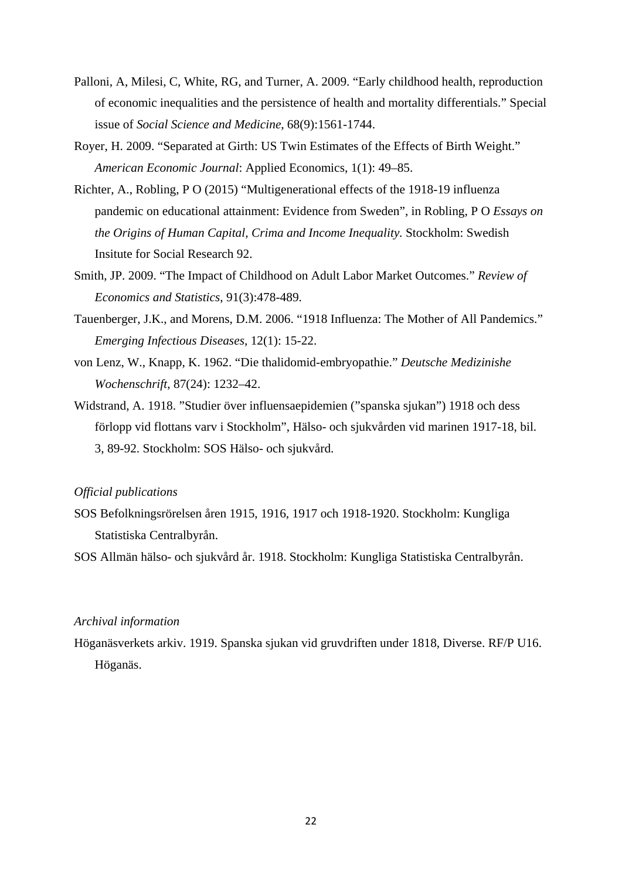Palloni, A, Milesi, C, White, RG, and Turner, A. 2009. "Early childhood health, reproduction of economic inequalities and the persistence of health and mortality differentials." Special issue of *Social Science and Medicine*, 68(9):1561-1744.

Royer, H. 2009. "Separated at Girth: US Twin Estimates of the Effects of Birth Weight." *American Economic Journal*: Applied Economics, 1(1): 49–85.

Richter, A., Robling, P O (2015) "Multigenerational effects of the 1918-19 influenza pandemic on educational attainment: Evidence from Sweden", in Robling, P O *Essays on the Origins of Human Capital, Crima and Income Inequality*. Stockholm: Swedish Insitute for Social Research 92.

Smith, JP. 2009. "The Impact of Childhood on Adult Labor Market Outcomes." *Review of Economics and Statistics*, 91(3):478-489.

Tauenberger, J.K., and Morens, D.M. 2006. "1918 Influenza: The Mother of All Pandemics." *Emerging Infectious Diseases*, 12(1): 15-22.

von Lenz, W., Knapp, K. 1962. "Die thalidomid-embryopathie." *Deutsche Medizinishe Wochenschrift*, 87(24): 1232–42.

Widstrand, A. 1918. ”Studier över influensaepidemien (”spanska sjukan”) 1918 och dess förlopp vid flottans varv i Stockholm”, Hälso- och sjukvården vid marinen 1917-18, bil. 3, 89-92. Stockholm: SOS Hälso- och sjukvård.

*Official publications*

SOS Befolkningsrörelsen åren 1915, 1916, 1917 och 1918-1920. Stockholm: Kungliga Statistiska Centralbyrån.

SOS Allmän hälso- och sjukvård år. 1918. Stockholm: Kungliga Statistiska Centralbyrån.

*Archival information*

Höganäsverkets arkiv. 1919. Spanska sjukan vid gruvdriften under 1818, Diverse. RF/P U16. Höganäs.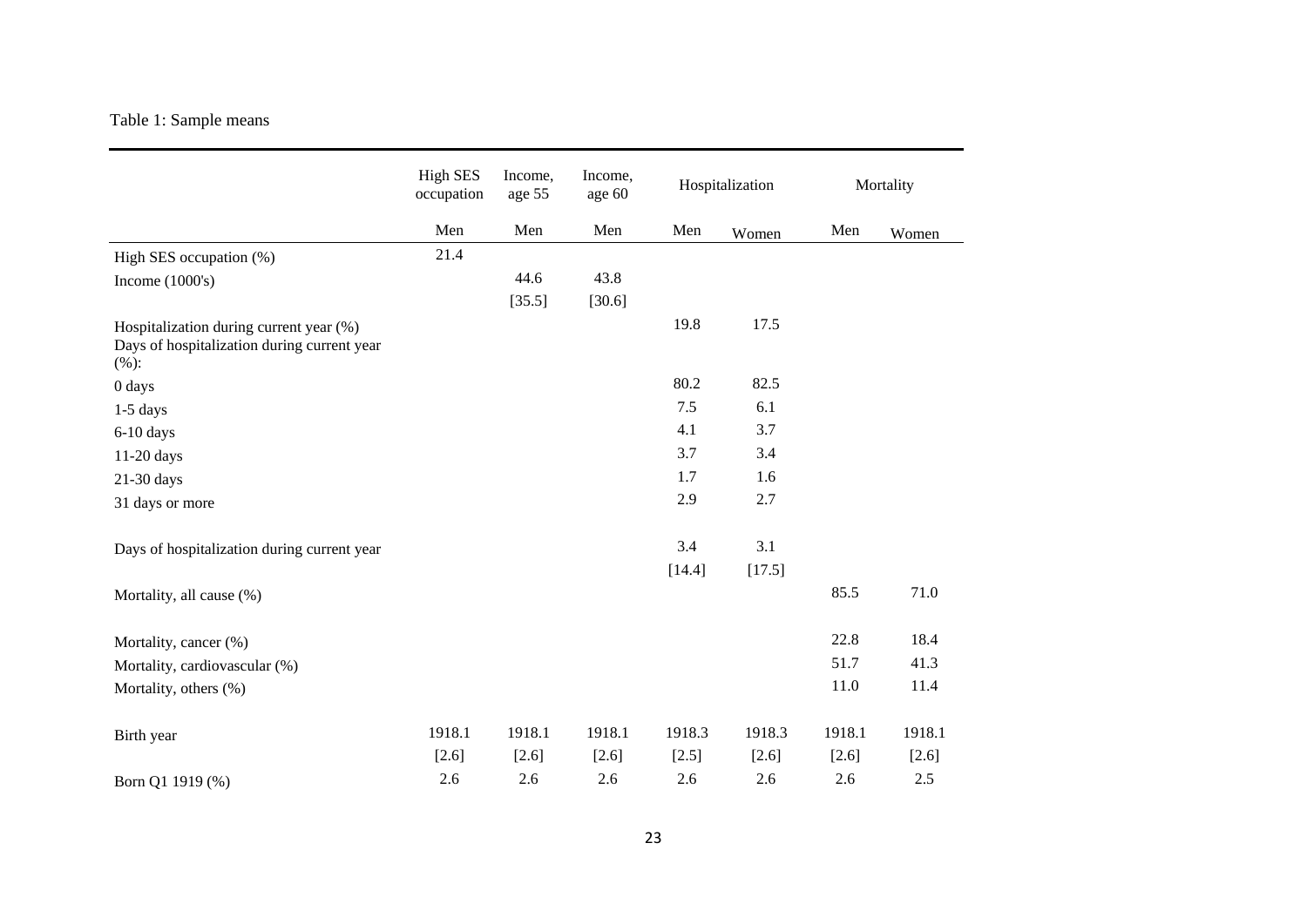Table 1: Sample means

| | High SES occupation | Income, age 55 | Income, age 60 | Hospitalization | | Mortality | |
|---|---|---|---|---|---|---|---|
| | Men | Men | Men | Men | Women | Men | Women |
| High SES occupation (%) | 21.4 | | | | | | |
| Income (1000's) | | 44.6 | 43.8 | | | | |
| | | [35.5] | [30.6] | | | | |
| Hospitalization during current year (%) | | | | 19.8 | 17.5 | | |
| Days of hospitalization during current year (%): | | | | | | | |
| 0 days | | | | 80.2 | 82.5 | | |
| 1-5 days | | | | 7.5 | 6.1 | | |
| 6-10 days | | | | 4.1 | 3.7 | | |
| 11-20 days | | | | 3.7 | 3.4 | | |
| 21-30 days | | | | 1.7 | 1.6 | | |
| 31 days or more | | | | 2.9 | 2.7 | | |
| Days of hospitalization during current year | | | | 3.4 | 3.1 | | |
| | | | | [14.4] | [17.5] | | |
| Mortality, all cause (%) | | | | | | 85.5 | 71.0 |
| Mortality, cancer (%) | | | | | | 22.8 | 18.4 |
| Mortality, cardiovascular (%) | | | | | | 51.7 | 41.3 |
| Mortality, others (%) | | | | | | 11.0 | 11.4 |
| Birth year | 1918.1 | 1918.1 | 1918.1 | 1918.3 | 1918.3 | 1918.1 | 1918.1 |
| | [2.6] | [2.6] | [2.6] | [2.5] | [2.6] | [2.6] | [2.6] |
| Born Q1 1919 (%) | 2.6 | 2.6 | 2.6 | 2.6 | 2.6 | 2.6 | 2.5 |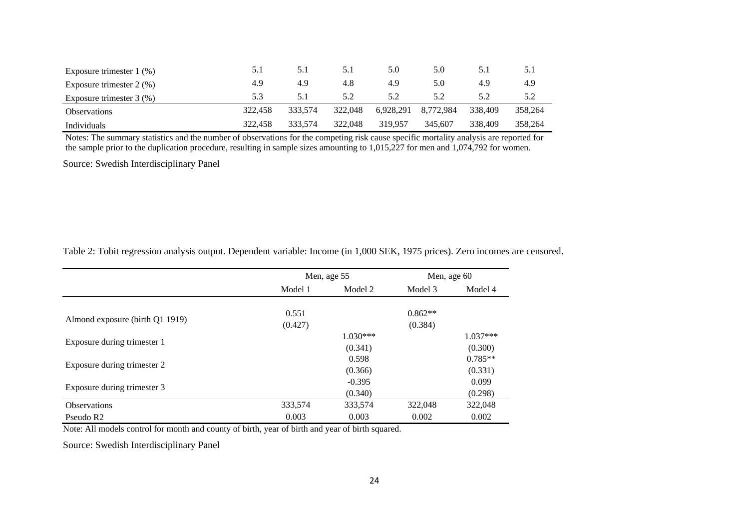| | | | | | | | |
|---|---|---|---|---|---|---|---|
| Exposure trimester 1 (%) | 5.1 | 5.1 | 5.1 | 5.0 | 5.0 | 5.1 | 5.1 |
| Exposure trimester 2 (%) | 4.9 | 4.9 | 4.8 | 4.9 | 5.0 | 4.9 | 4.9 |
| Exposure trimester 3 (%) | 5.3 | 5.1 | 5.2 | 5.2 | 5.2 | 5.2 | 5.2 |
| Observations | 322,458 | 333,574 | 322,048 | 6,928,291 | 8,772,984 | 338,409 | 358,264 |
| Individuals | 322,458 | 333,574 | 322,048 | 319,957 | 345,607 | 338,409 | 358,264 |

Notes: The summary statistics and the number of observations for the competing risk cause specific mortality analysis are reported for the sample prior to the duplication procedure, resulting in sample sizes amounting to 1,015,227 for men and 1,074,792 for women.

Source: Swedish Interdisciplinary Panel

Table 2: Tobit regression analysis output. Dependent variable: Income (in 1,000 SEK, 1975 prices). Zero incomes are censored.

| | Men, age 55 | | Men, age 60 | |
|---|---|---|---|---|
| | Model 1 | Model 2 | Model 3 | Model 4 |
| Almond exposure (birth Q1 1919) | 0.551 | | 0.862** | |
| | (0.427) | | (0.384) | |
| Exposure during trimester 1 | | 1.030*** | | 1.037*** |
| | | (0.341) | | (0.300) |
| Exposure during trimester 2 | | 0.598 | | 0.785** |
| | | (0.366) | | (0.331) |
| Exposure during trimester 3 | | -0.395 | | 0.099 |
| | | (0.340) | | (0.298) |
| Observations | 333,574 | 333,574 | 322,048 | 322,048 |
| Pseudo R2 | 0.003 | 0.003 | 0.002 | 0.002 |

Note: All models control for month and county of birth, year of birth and year of birth squared.

Source: Swedish Interdisciplinary Panel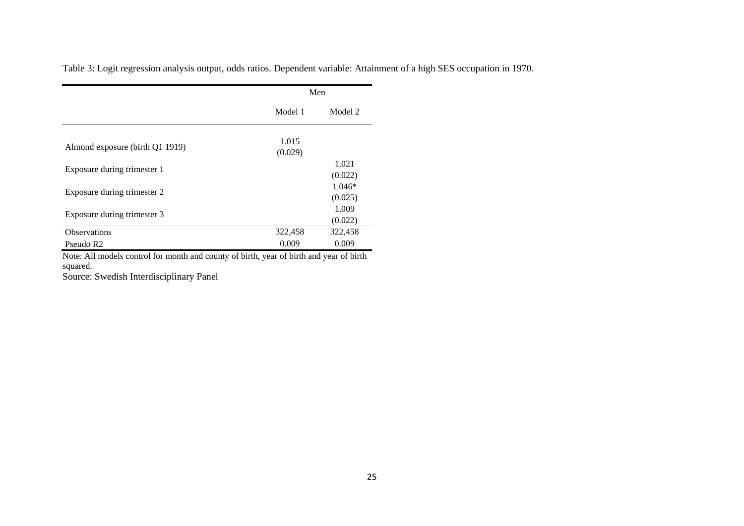Table 3: Logit regression analysis output, odds ratios. Dependent variable: Attainment of a high SES occupation in 1970.

| | Men | |
|---|---|---|
| | Model 1 | Model 2 |
| Almond exposure (birth Q1 1919) | 1.015<br>(0.029) | |
| Exposure during trimester 1 | | 1.021<br>(0.022) |
| Exposure during trimester 2 | | 1.046*<br>(0.025) |
| Exposure during trimester 3 | | 1.009<br>(0.022) |
| Observations | 322,458 | 322,458 |
| Pseudo R2 | 0.009 | 0.009 |

Note: All models control for month and county of birth, year of birth and year of birth squared.

Source: Swedish Interdisciplinary Panel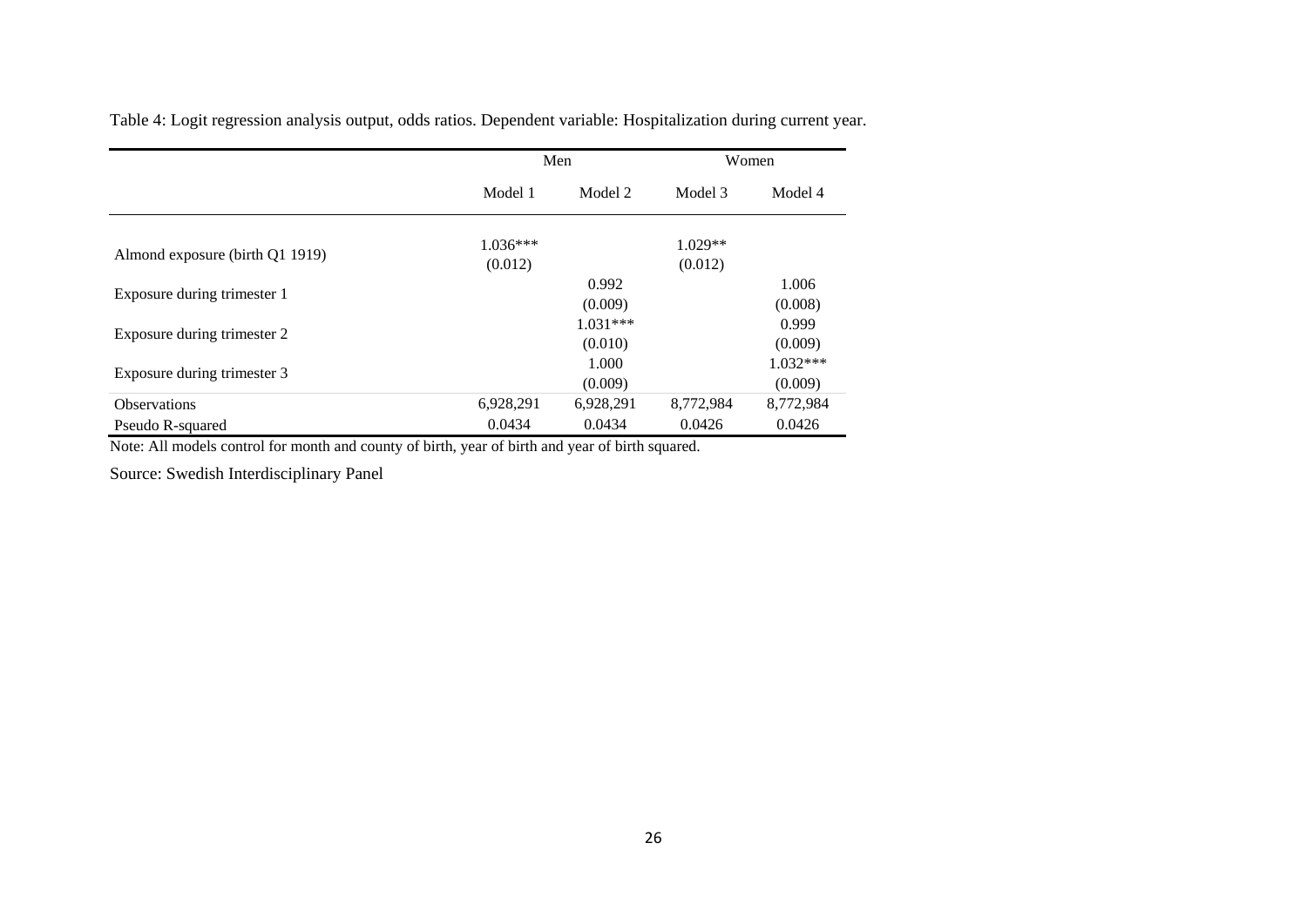Table 4: Logit regression analysis output, odds ratios. Dependent variable: Hospitalization during current year.

| | Men | | Women | |
|---|---|---|---|---|
| | Model 1 | Model 2 | Model 3 | Model 4 |
| Almond exposure (birth Q1 1919) | 1.036*** | | 1.029** | |
| | (0.012) | | (0.012) | |
| Exposure during trimester 1 | | 0.992 | | 1.006 |
| | | (0.009) | | (0.008) |
| Exposure during trimester 2 | | 1.031*** | | 0.999 |
| | | (0.010) | | (0.009) |
| Exposure during trimester 3 | | 1.000 | | 1.032*** |
| | | (0.009) | | (0.009) |
| Observations | 6,928,291 | 6,928,291 | 8,772,984 | 8,772,984 |
| Pseudo R-squared | 0.0434 | 0.0434 | 0.0426 | 0.0426 |

Note: All models control for month and county of birth, year of birth and year of birth squared.

Source: Swedish Interdisciplinary Panel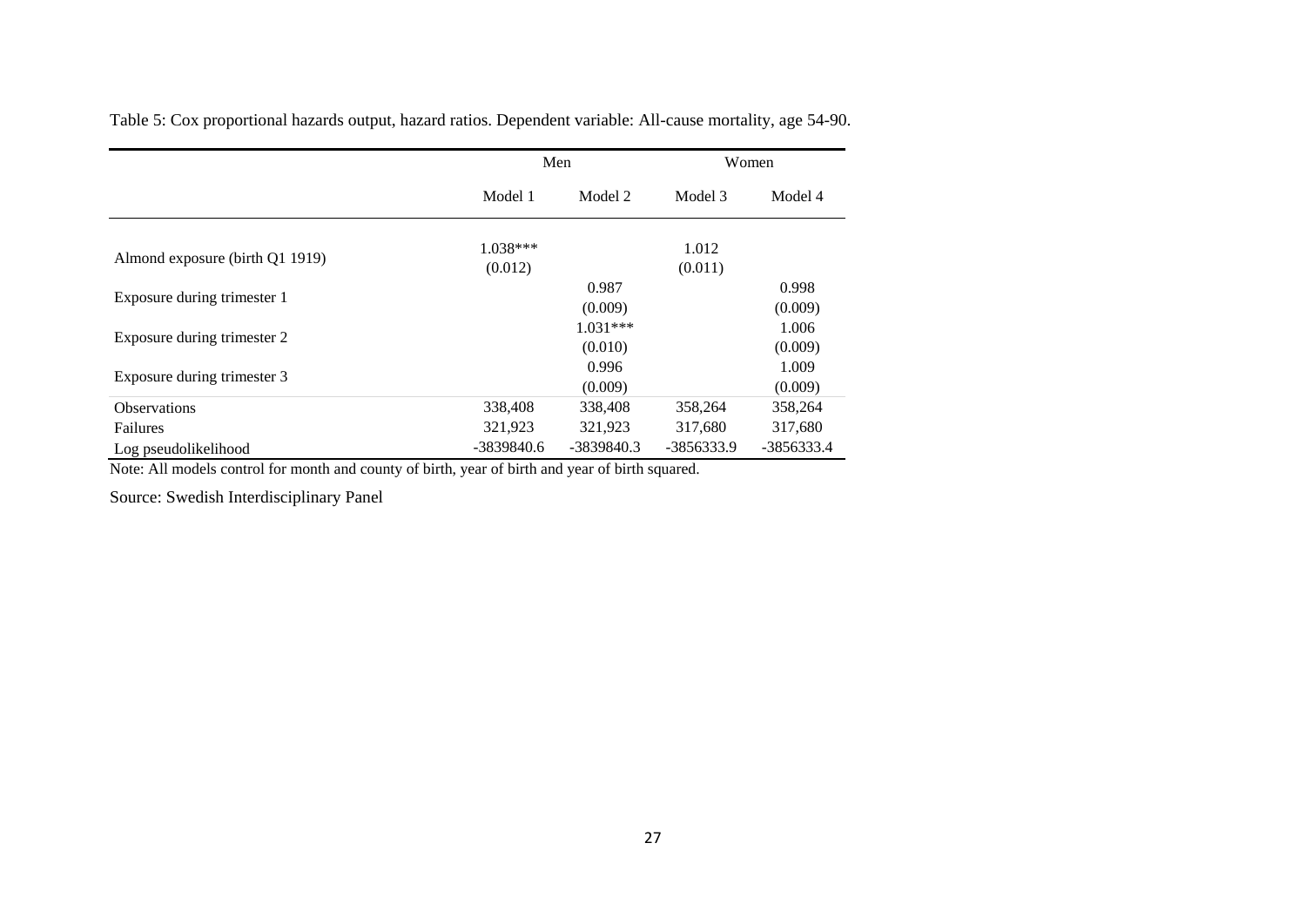Table 5: Cox proportional hazards output, hazard ratios. Dependent variable: All-cause mortality, age 54-90.

| | Men | | Women | |
|---|---|---|---|---|
| | Model 1 | Model 2 | Model 3 | Model 4 |
| Almond exposure (birth Q1 1919) | 1.038*** | | 1.012 | |
| | (0.012) | | (0.011) | |
| Exposure during trimester 1 | | 0.987 | | 0.998 |
| | | (0.009) | | (0.009) |
| Exposure during trimester 2 | | 1.031*** | | 1.006 |
| | | (0.010) | | (0.009) |
| Exposure during trimester 3 | | 0.996 | | 1.009 |
| | | (0.009) | | (0.009) |
| Observations | 338,408 | 338,408 | 358,264 | 358,264 |
| Failures | 321,923 | 321,923 | 317,680 | 317,680 |
| Log pseudolikelihood | -3839840.6 | -3839840.3 | -3856333.9 | -3856333.4 |

Note: All models control for month and county of birth, year of birth and year of birth squared.

Source: Swedish Interdisciplinary Panel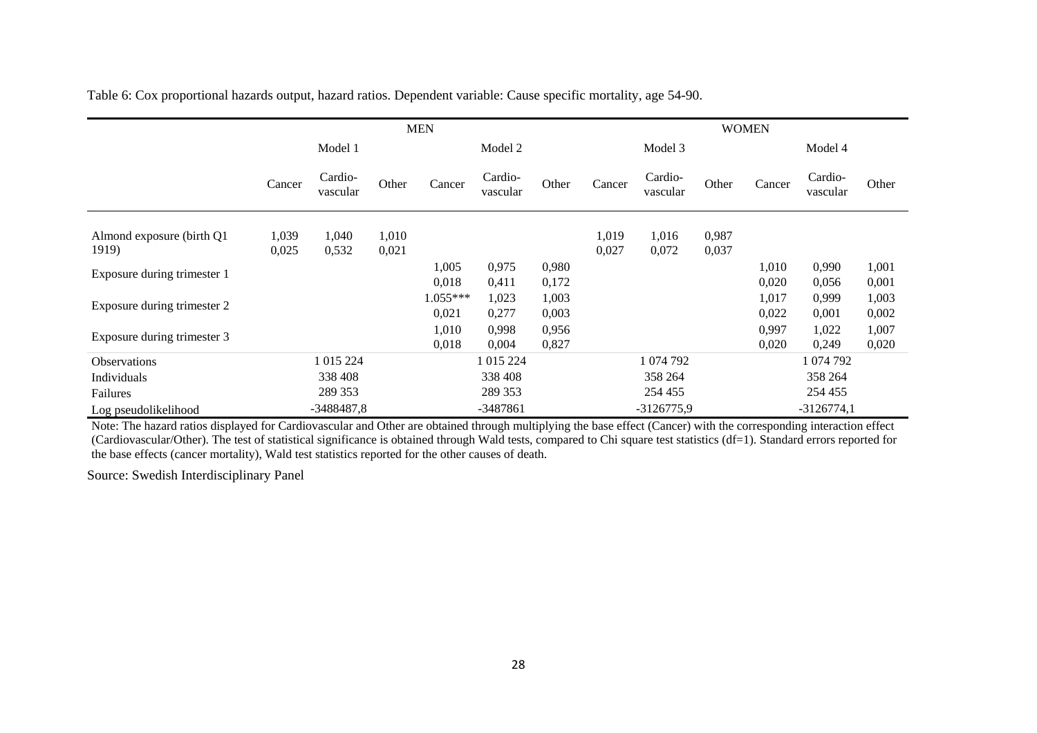Table 6: Cox proportional hazards output, hazard ratios. Dependent variable: Cause specific mortality, age 54-90.

| | MEN | | | | | | WOMEN | | | | | |
|---|---|---|---|---|---|---|---|---|---|---|---|---|
| | Model 1 | | | Model 2 | | | Model 3 | | | Model 4 | | |
| | Cancer | Cardio-vascular | Other | Cancer | Cardio-vascular | Other | Cancer | Cardio-vascular | Other | Cancer | Cardio-vascular | Other |
| Almond exposure (birth Q1 1919) | 1,039 | 1,040 | 1,010 | | | | 1,019 | 1,016 | 0,987 | | | |
| | 0,025 | 0,532 | 0,021 | | | | 0,027 | 0,072 | 0,037 | | | |
| Exposure during trimester 1 | | | | 1,005 | 0,975 | 0,980 | | | | 1,010 | 0,990 | 1,001 |
| | | | | 0,018 | 0,411 | 0,172 | | | | 0,020 | 0,056 | 0,001 |
| Exposure during trimester 2 | | | | 1.055*** | 1,023 | 1,003 | | | | 1,017 | 0,999 | 1,003 |
| | | | | 0,021 | 0,277 | 0,003 | | | | 0,022 | 0,001 | 0,002 |
| Exposure during trimester 3 | | | | 1,010 | 0,998 | 0,956 | | | | 0,997 | 1,022 | 1,007 |
| | | | | 0,018 | 0,004 | 0,827 | | | | 0,020 | 0,249 | 0,020 |
| Observations | | 1 015 224 | | | 1 015 224 | | | 1 074 792 | | | 1 074 792 | |
| Individuals | | 338 408 | | | 338 408 | | | 358 264 | | | 358 264 | |
| Failures | | 289 353 | | | 289 353 | | | 254 455 | | | 254 455 | |
| Log pseudolikelihood | | -3488487,8 | | | -3487861 | | | -3126775,9 | | | -3126774,1 | |

Note: The hazard ratios displayed for Cardiovascular and Other are obtained through multiplying the base effect (Cancer) with the corresponding interaction effect (Cardiovascular/Other). The test of statistical significance is obtained through Wald tests, compared to Chi square test statistics (df=1). Standard errors reported for the base effects (cancer mortality), Wald test statistics reported for the other causes of death.

Source: Swedish Interdisciplinary Panel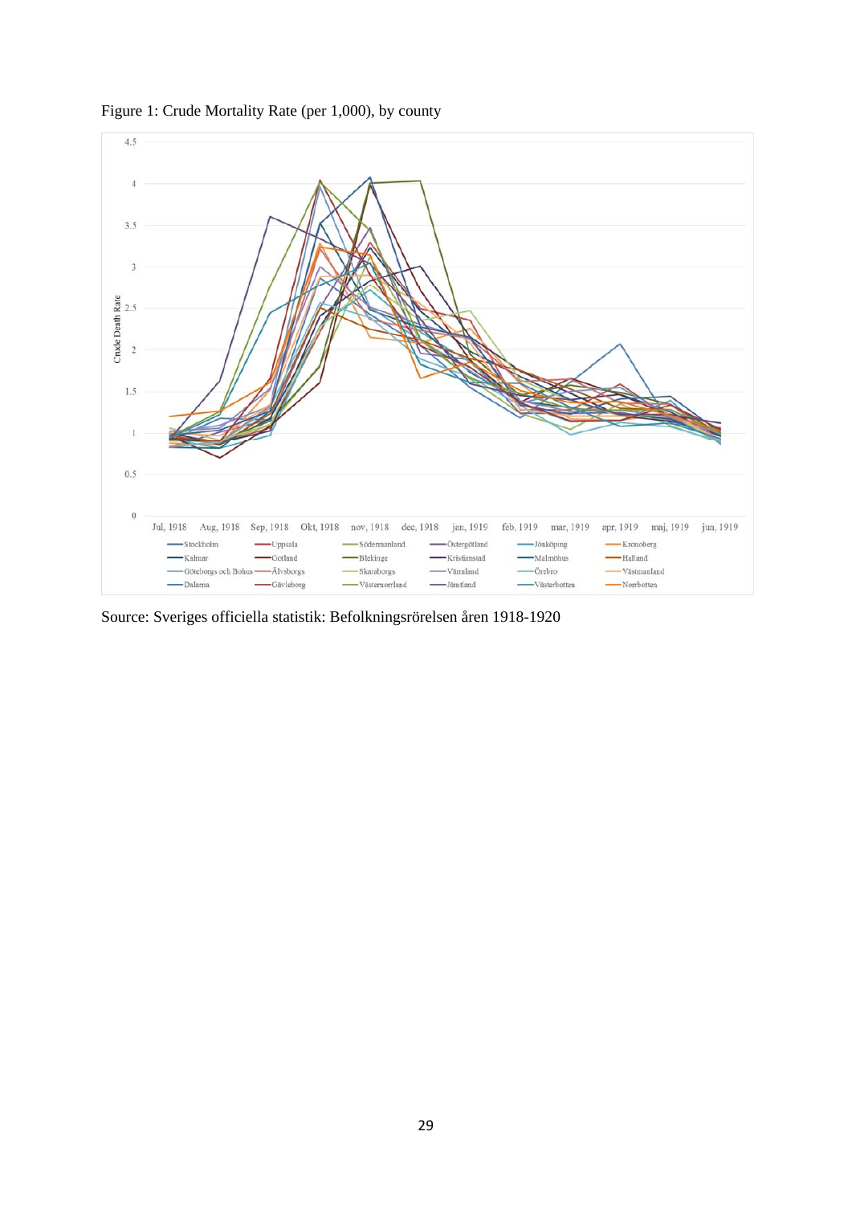Figure 1: Crude Mortality Rate (per 1,000), by county

Crude Death Rate

4.5
4
3.5
3
2.5
2
1.5
1
0.5
0

Jul, 1918
Aug, 1918
Sep, 1918
Okt, 1918
nov, 1918
dec, 1918
jan, 1919
feb, 1919
mar, 1919
apr, 1919
maj, 1919
jun, 1919

Stockholm
Uppsala
Södermanland
Östergötland
Jönköping
Kronoberg
Kalmar
Gotland
Blekinge
Kristianstad
Malmöhus
Halland
Göteborgs och Bohus
Älvsborgs
Skaraborgs
Värmland
Örebro
Västmanland
Dalarna
Gävleborg
Västernorrland
Jämtland
Västerbotten
Norrbotten

Source: Sveriges officiella statistik: Befolkningsrörelsen åren 1918-1920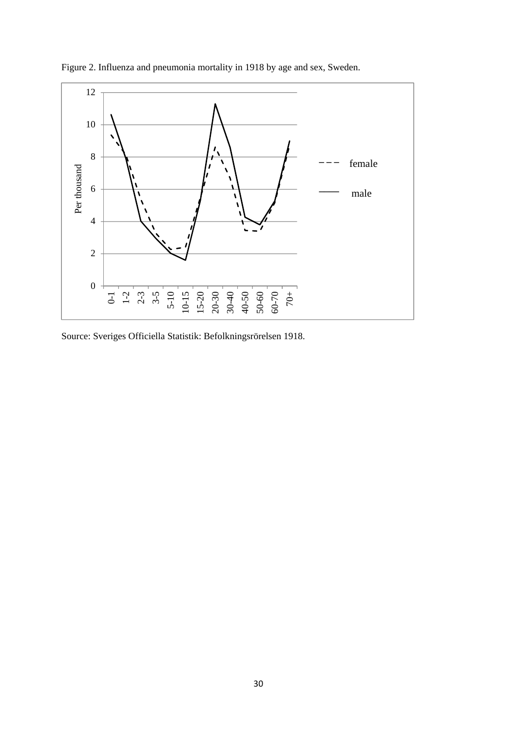Figure 2. Influenza and pneumonia mortality in 1918 by age and sex, Sweden.

Per thousand

12
10
8
6
4
2
0

0-1
1-2
2-3
3-5
5-10
10-15
15-20
20-30
30-40
40-50
50-60
60-70
70+

female
male

Source: Sveriges Officiella Statistik: Befolkningsrörelsen 1918.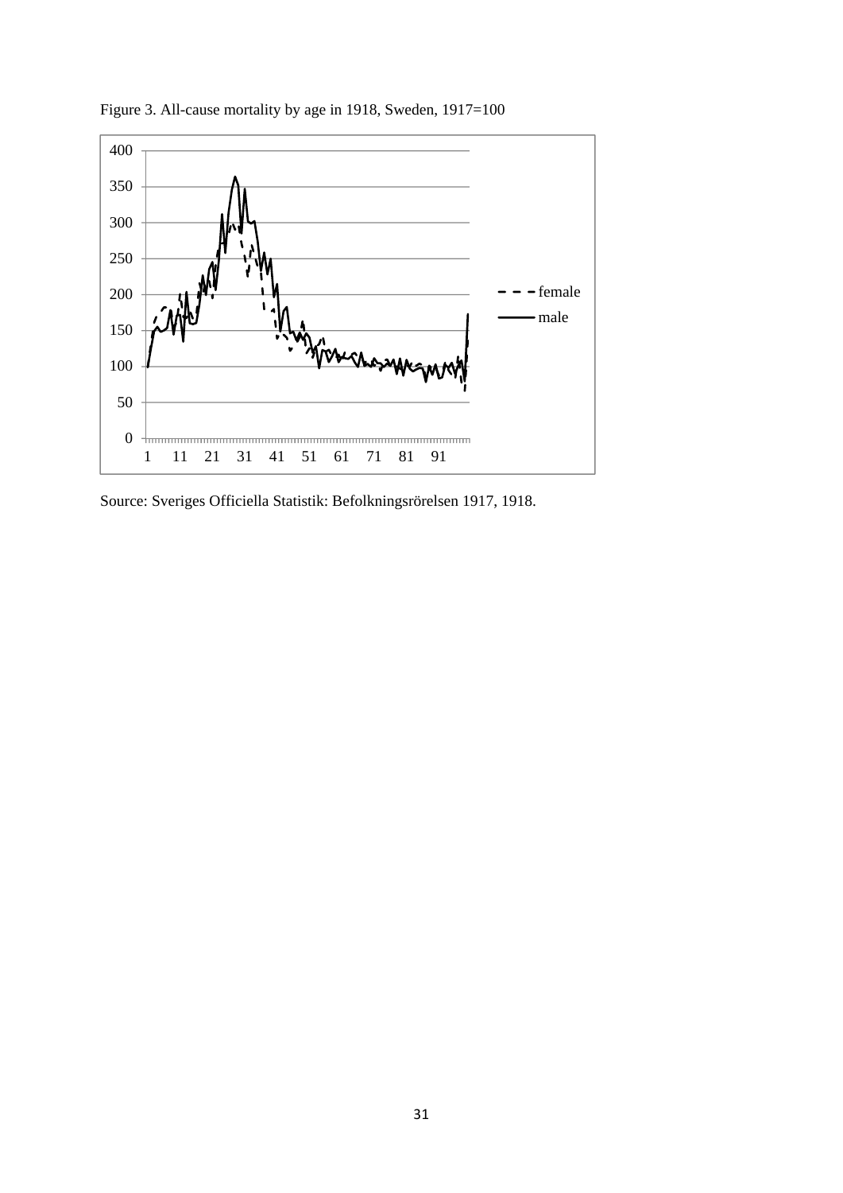Figure 3. All-cause mortality by age in 1918, Sweden, 1917=100

400
350
300
250
200
150
100
50
0

1 11 21 31 41 51 61 71 81 91

female
male

Source: Sveriges Officiella Statistik: Befolkningsrörelsen 1917, 1918.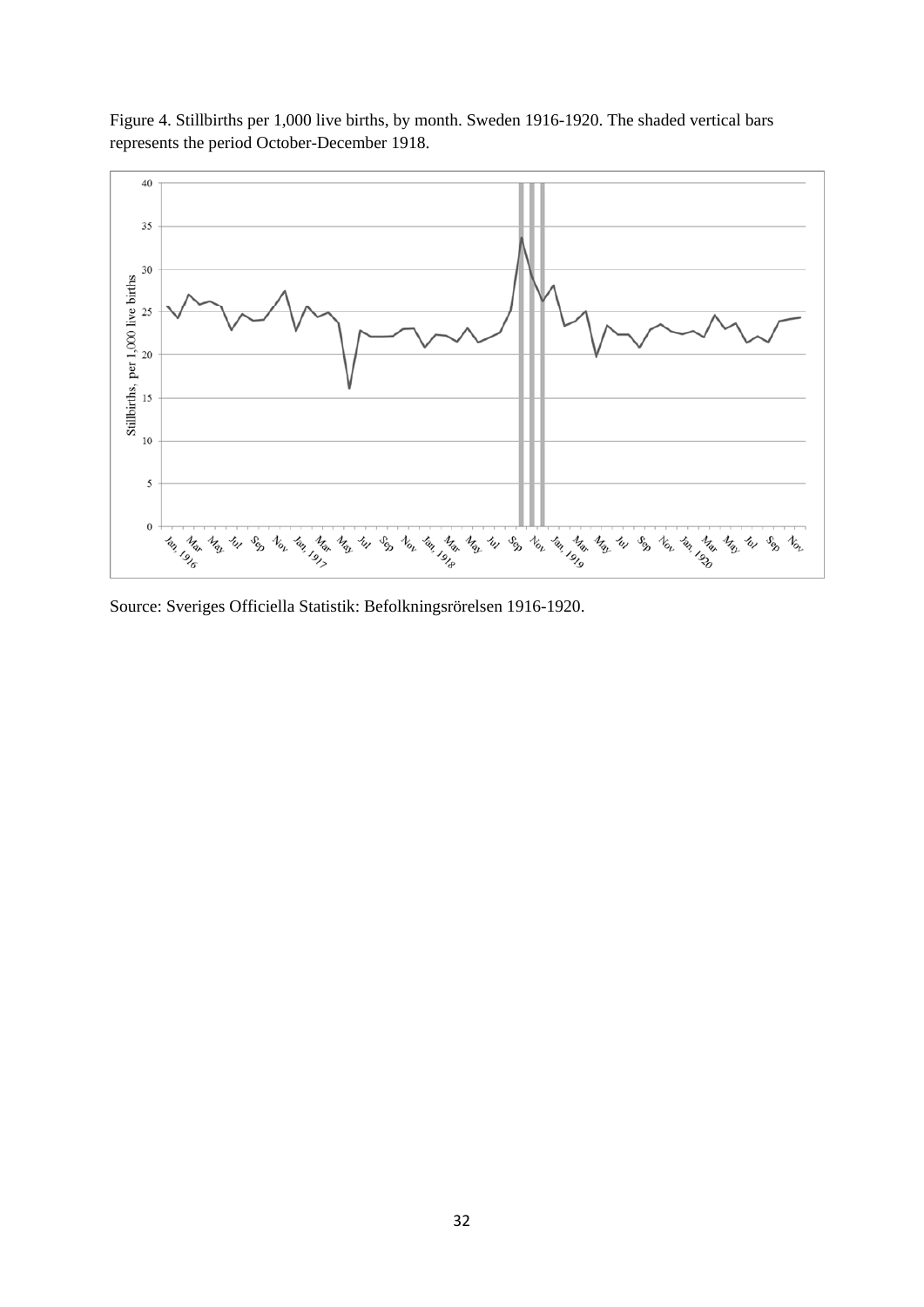Figure 4. Stillbirths per 1,000 live births, by month. Sweden 1916-1920. The shaded vertical bars represents the period October-December 1918.

Stillbirths, per 1,000 live births

40
35
30
25
20
15
10
5
0

Jan, 1916 Mar May Jul Sep Nov Jan, 1917 Mar May Jul Sep Nov Jan, 1918 Mar May Jul Sep Nov Jan, 1919 Mar May Jul Sep Nov Jan, 1920 Mar May Jul Sep Nov

Source: Sveriges Officiella Statistik: Befolkningsrörelsen 1916-1920.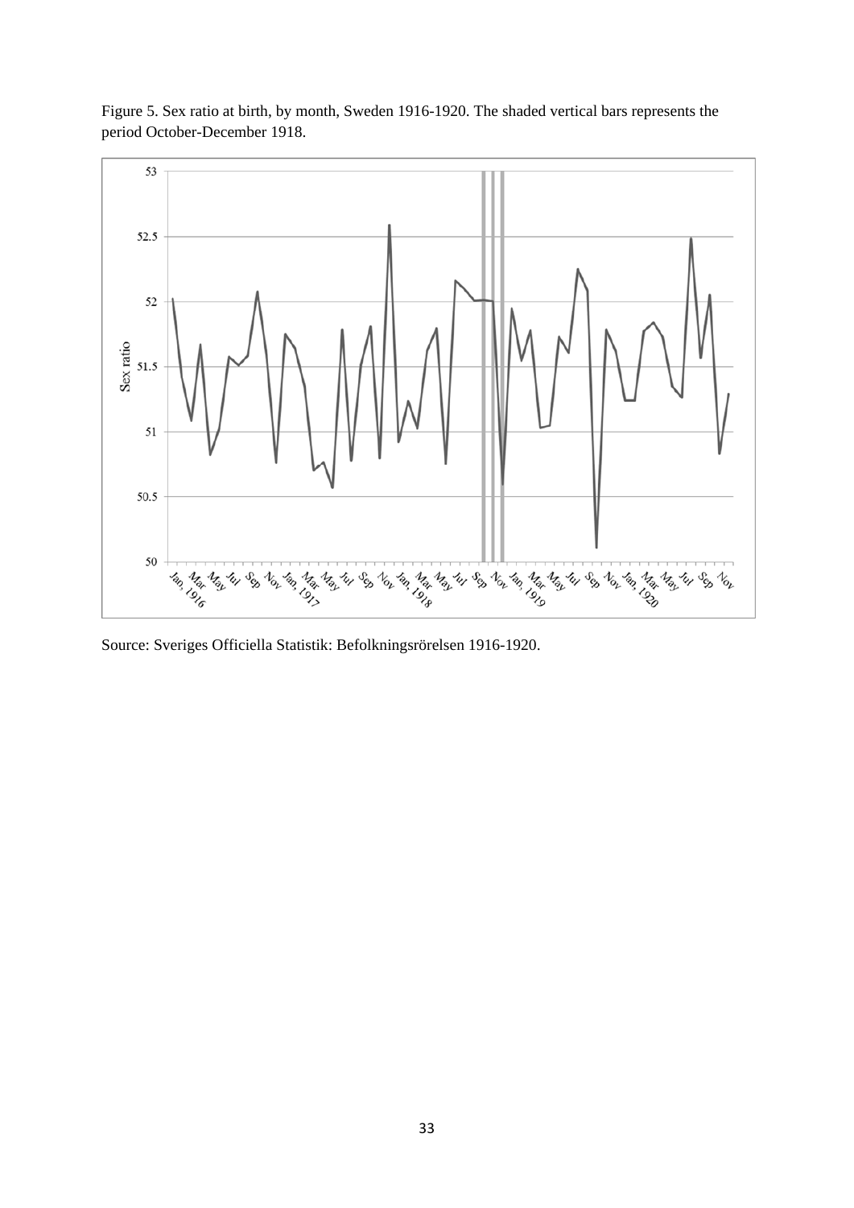Figure 5. Sex ratio at birth, by month, Sweden 1916-1920. The shaded vertical bars represents the period October-December 1918.

53
52.5
52
51.5
51
50.5
50

Sex ratio

Jan, 1916
Mar
May
Jul
Sep
Nov
Jan, 1917
Mar
May
Jul
Sep
Nov
Jan, 1918
Mar
May
Jul
Sep
Nov
Jan, 1919
Mar
May
Jul
Sep
Nov
Jan, 1920
Mar
May
Jul
Sep
Nov

Source: Sveriges Officiella Statistik: Befolkningsrörelsen 1916-1920.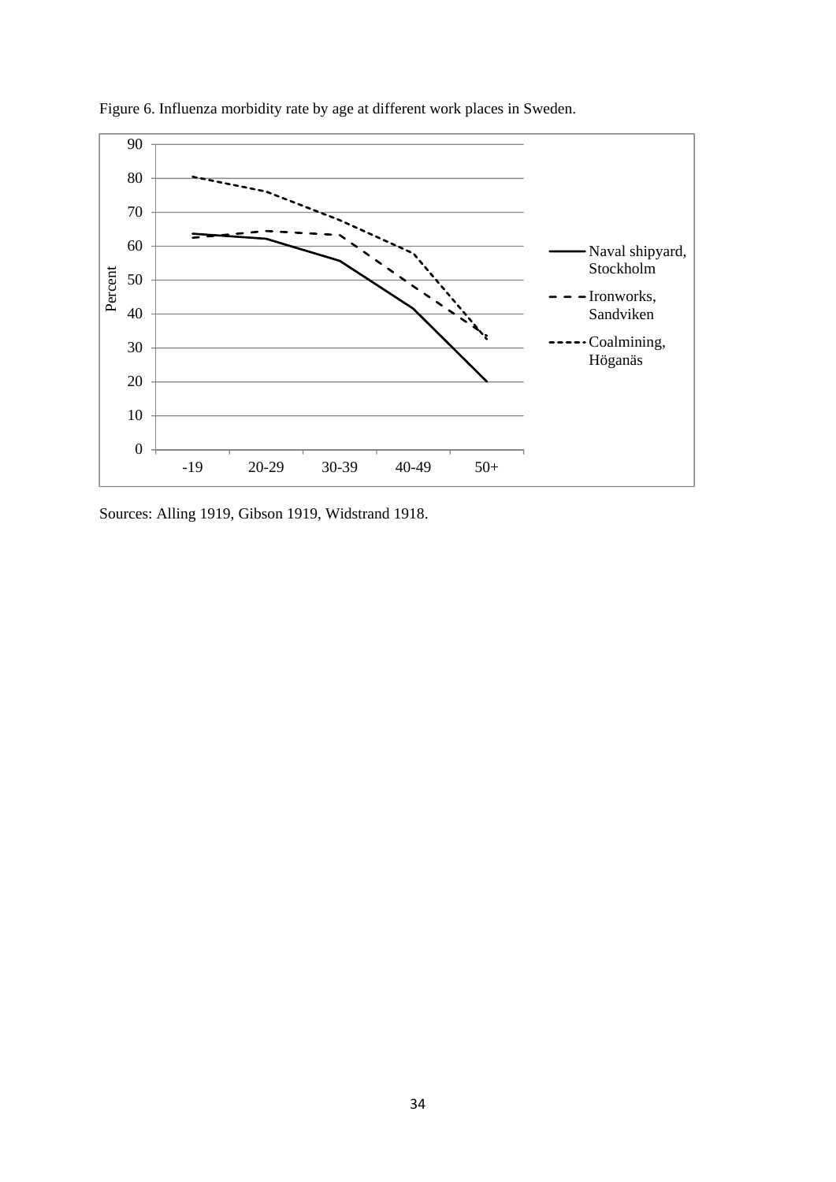Figure 6. Influenza morbidity rate by age at different work places in Sweden.

90
80
70
60
50
40
30
20
10
0

Percent

-19
20-29
30-39
40-49
50+

Naval shipyard, Stockholm
Ironworks, Sandviken
Coalmining, Höganäs

Sources: Alling 1919, Gibson 1919, Widstrand 1918.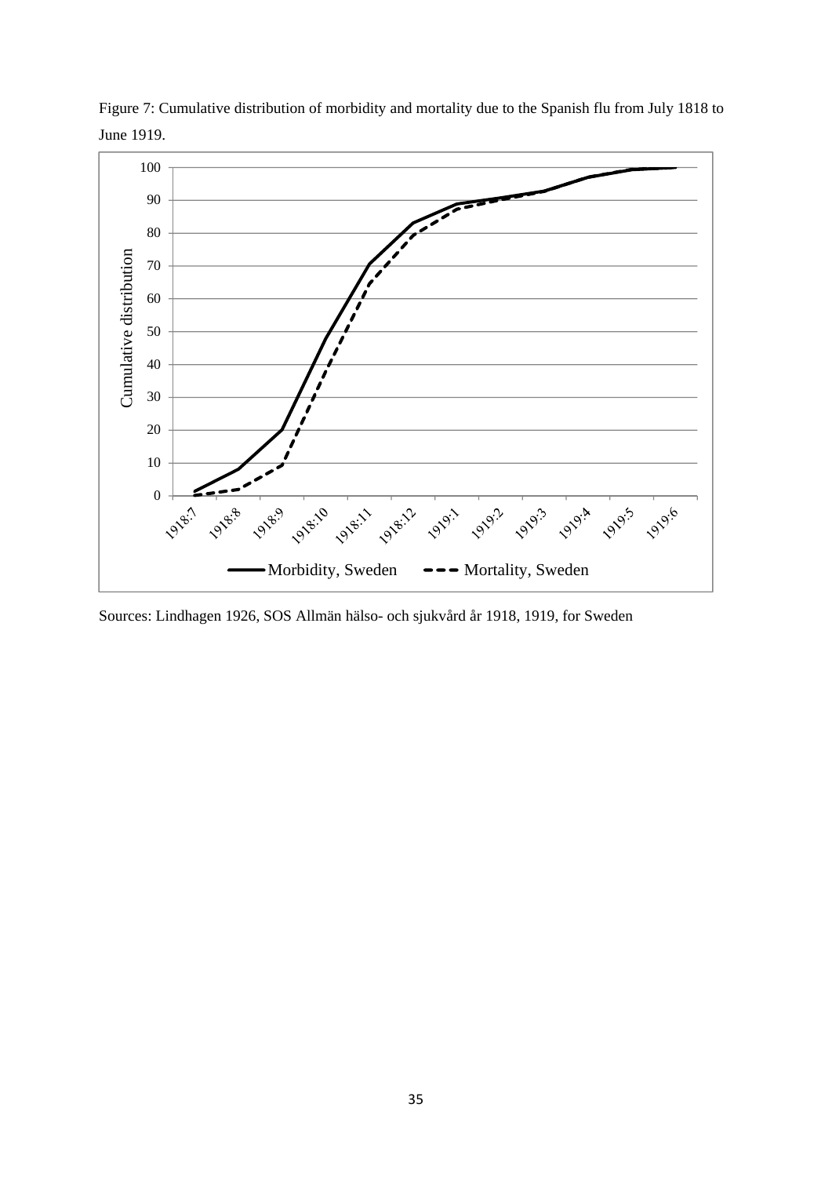Figure 7: Cumulative distribution of morbidity and mortality due to the Spanish flu from July 1818 to June 1919.

Cumulative distribution

100
90
80
70
60
50
40
30
20
10
0

1918:7 1918:8 1918:9 1918:10 1918:11 1918:12 1919:1 1919:2 1919:3 1919:4 1919:5 1919:6

Morbidity, Sweden
Mortality, Sweden

Sources: Lindhagen 1926, SOS Allmän hälso- och sjukvård år 1918, 1919, for Sweden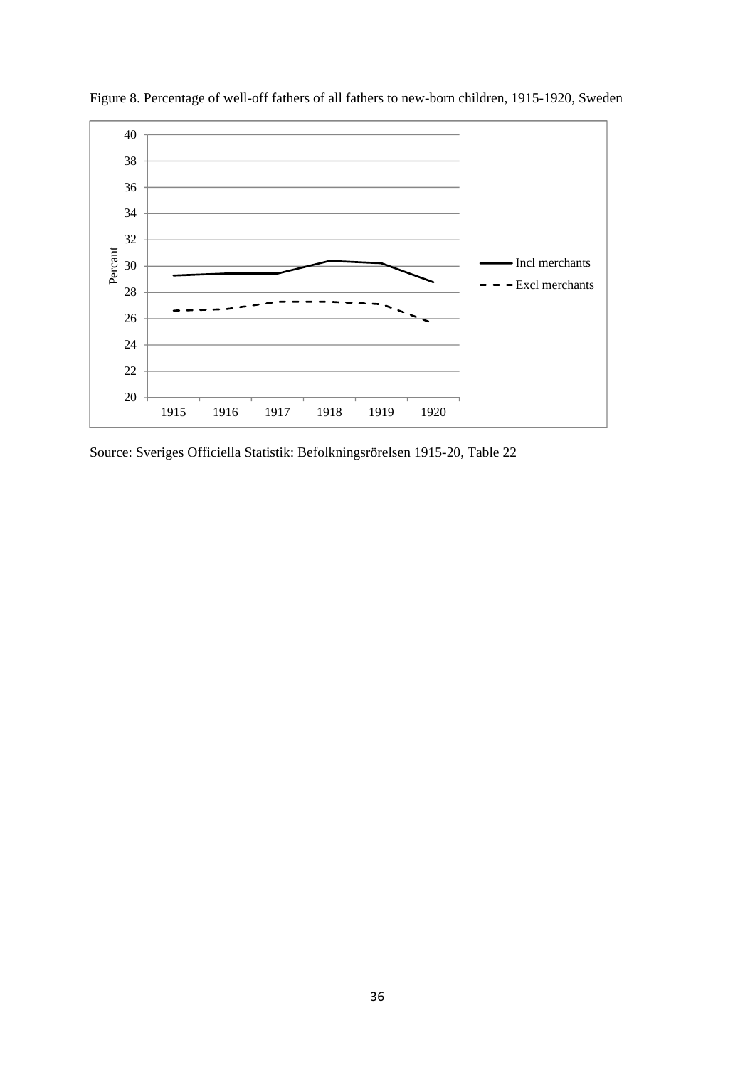Figure 8. Percentage of well-off fathers of all fathers to new-born children, 1915-1920, Sweden

Percent

40
38
36
34
32
30
28
26
24
22
20

1915 1916 1917 1918 1919 1920

Incl merchants
Excl merchants

Source: Sveriges Officiella Statistik: Befolkningsrörelsen 1915-20, Table 22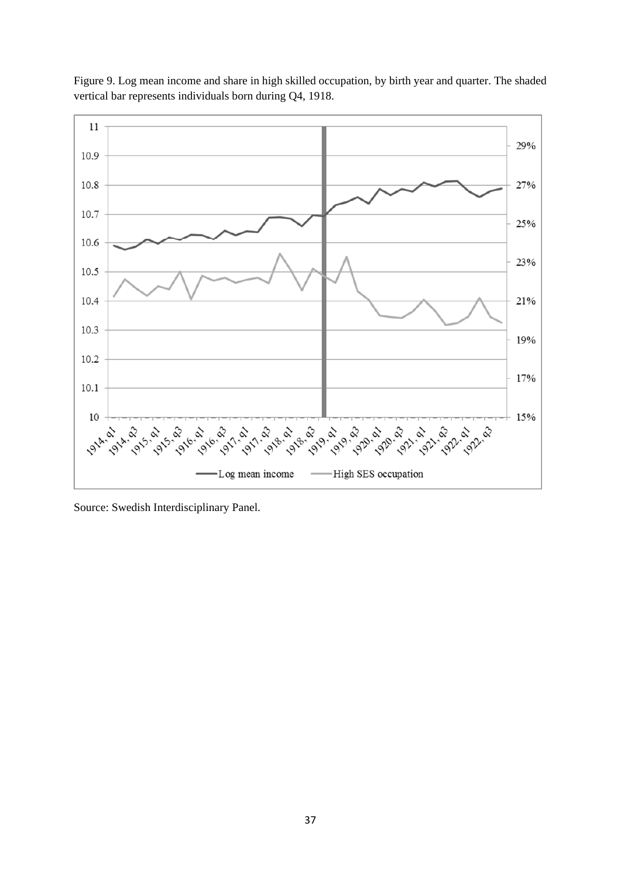Figure 9. Log mean income and share in high skilled occupation, by birth year and quarter. The shaded vertical bar represents individuals born during Q4, 1918.

11
10.9
10.8
10.7
10.6
10.5
10.4
10.3
10.2
10.1
10

29%
27%
25%
23%
21%
19%
17%
15%

1914, q1
1914, q3
1915, q1
1915, q3
1916, q1
1916, q3
1917, q1
1917, q3
1918, q1
1918, q3
1919, q1
1919, q3
1920, q1
1920, q3
1921, q1
1921, q3
1922, q1
1922, q3

Log mean income
High SES occupation

Source: Swedish Interdisciplinary Panel.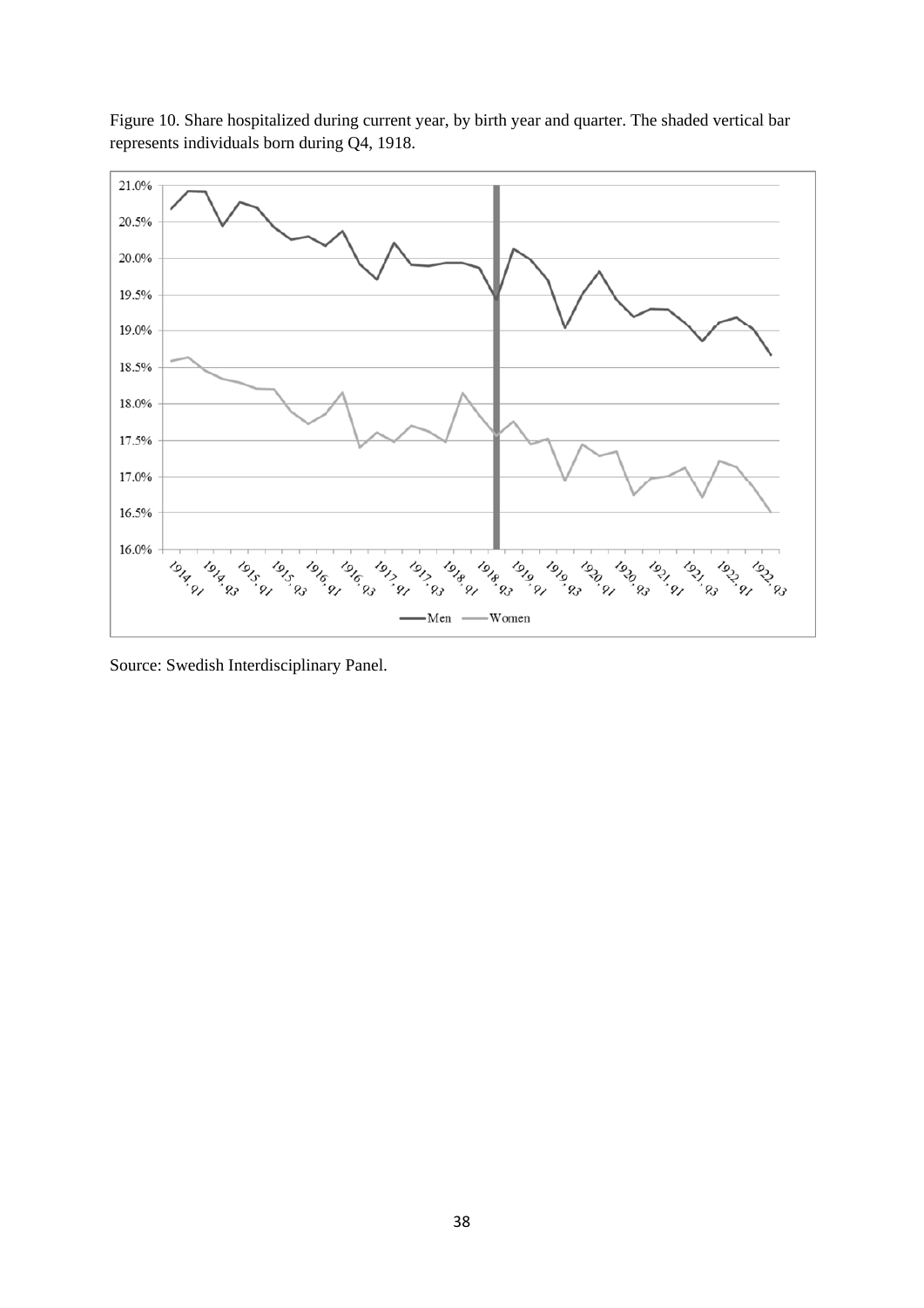Figure 10. Share hospitalized during current year, by birth year and quarter. The shaded vertical bar represents individuals born during Q4, 1918.

21.0%
20.5%
20.0%
19.5%
19.0%
18.5%
18.0%
17.5%
17.0%
16.5%
16.0%

1914, q1
1914, q3
1915, q1
1915, q3
1916, q1
1916, q3
1917, q1
1917, q3
1918, q1
1918, q3
1919, q1
1919, q3
1920, q1
1920, q3
1921, q1
1921, q3
1922, q1
1922, q3

Men
Women

Source: Swedish Interdisciplinary Panel.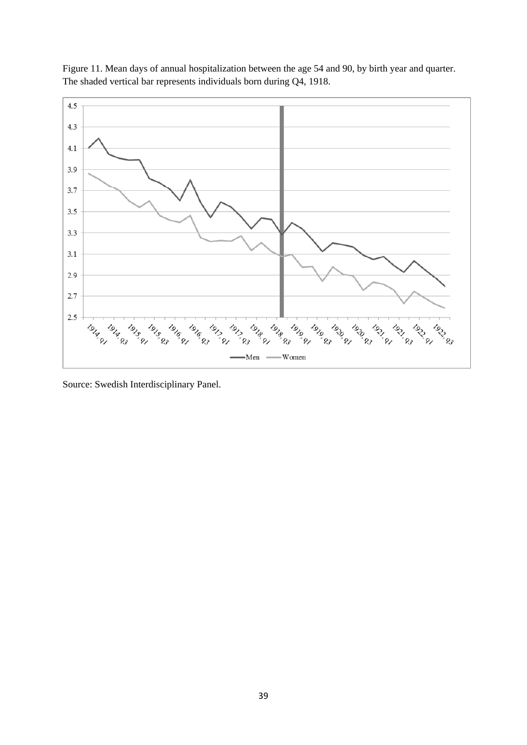Figure 11. Mean days of annual hospitalization between the age 54 and 90, by birth year and quarter. The shaded vertical bar represents individuals born during Q4, 1918.

Source: Swedish Interdisciplinary Panel.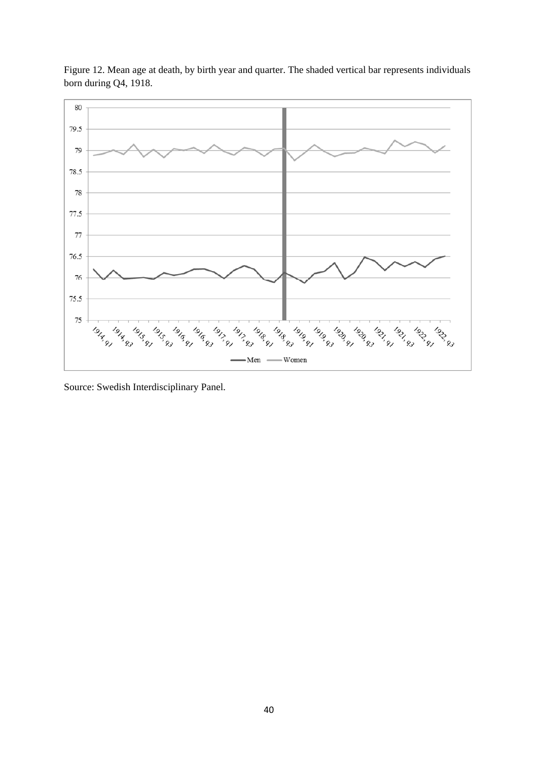Figure 12. Mean age at death, by birth year and quarter. The shaded vertical bar represents individuals born during Q4, 1918.

80
79.5
79
78.5
78
77.5
77
76.5
76
75.5
75

1914, q1
1914, q3
1915, q1
1915, q3
1916, q1
1916, q3
1917, q1
1917, q3
1918, q1
1918, q3
1919, q1
1919, q3
1920, q1
1920, q3
1921, q1
1921, q3
1922, q1
1922, q3

Men
Women

Source: Swedish Interdisciplinary Panel.